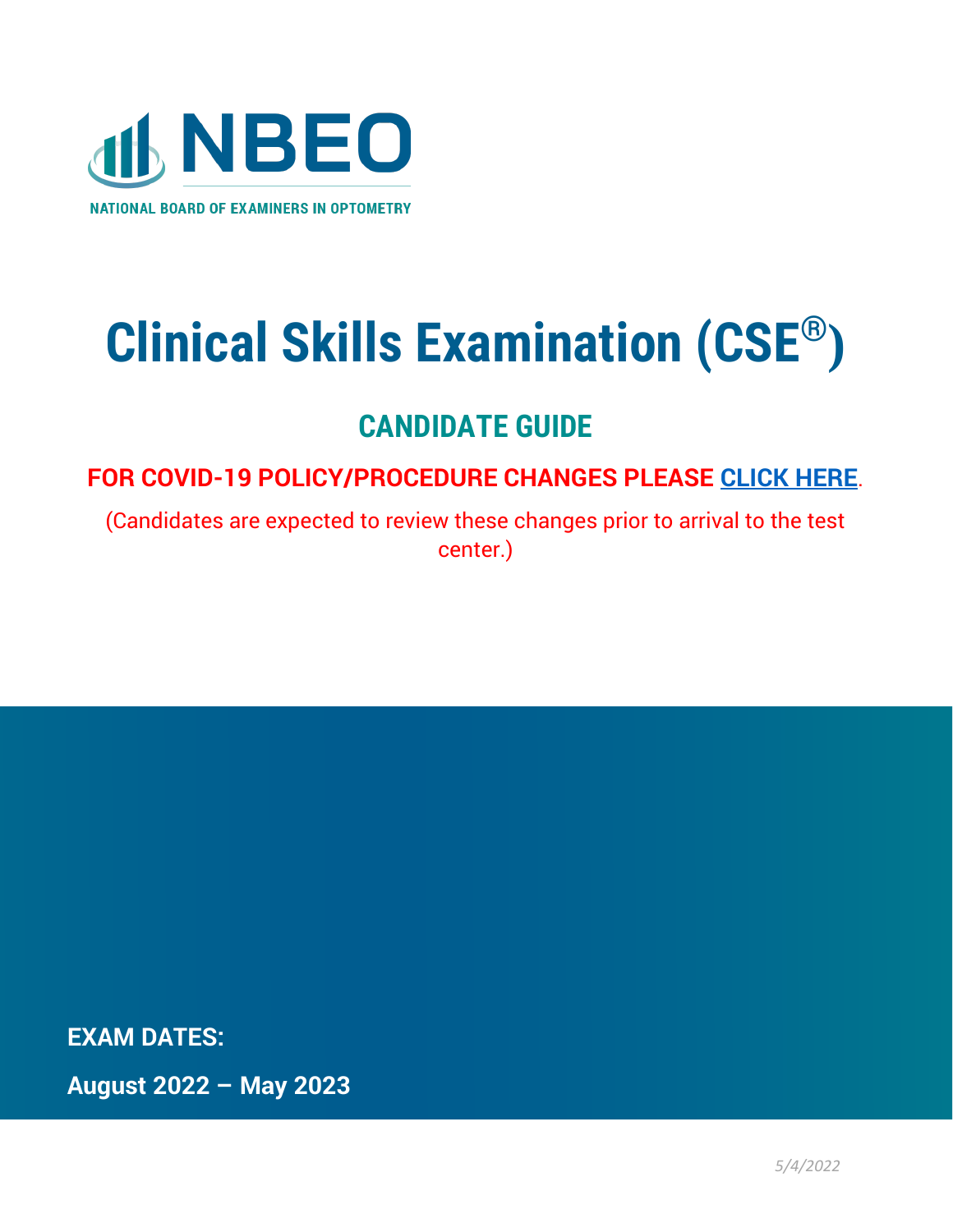NBEO

NATIONAL BOARD OF EXAMINERS IN OPTOMETRY

# Clinical Skills Examination (CSE®)

## CANDIDATE GUIDE

**FOR COVID-19 POLICY/PROCEDURE CHANGES PLEASE CLICK HERE.**

(Candidates are expected to review these changes prior to arrival to the test center.)

**EXAM DATES:**

**August 2022 – May 2023**

*5/4/2022*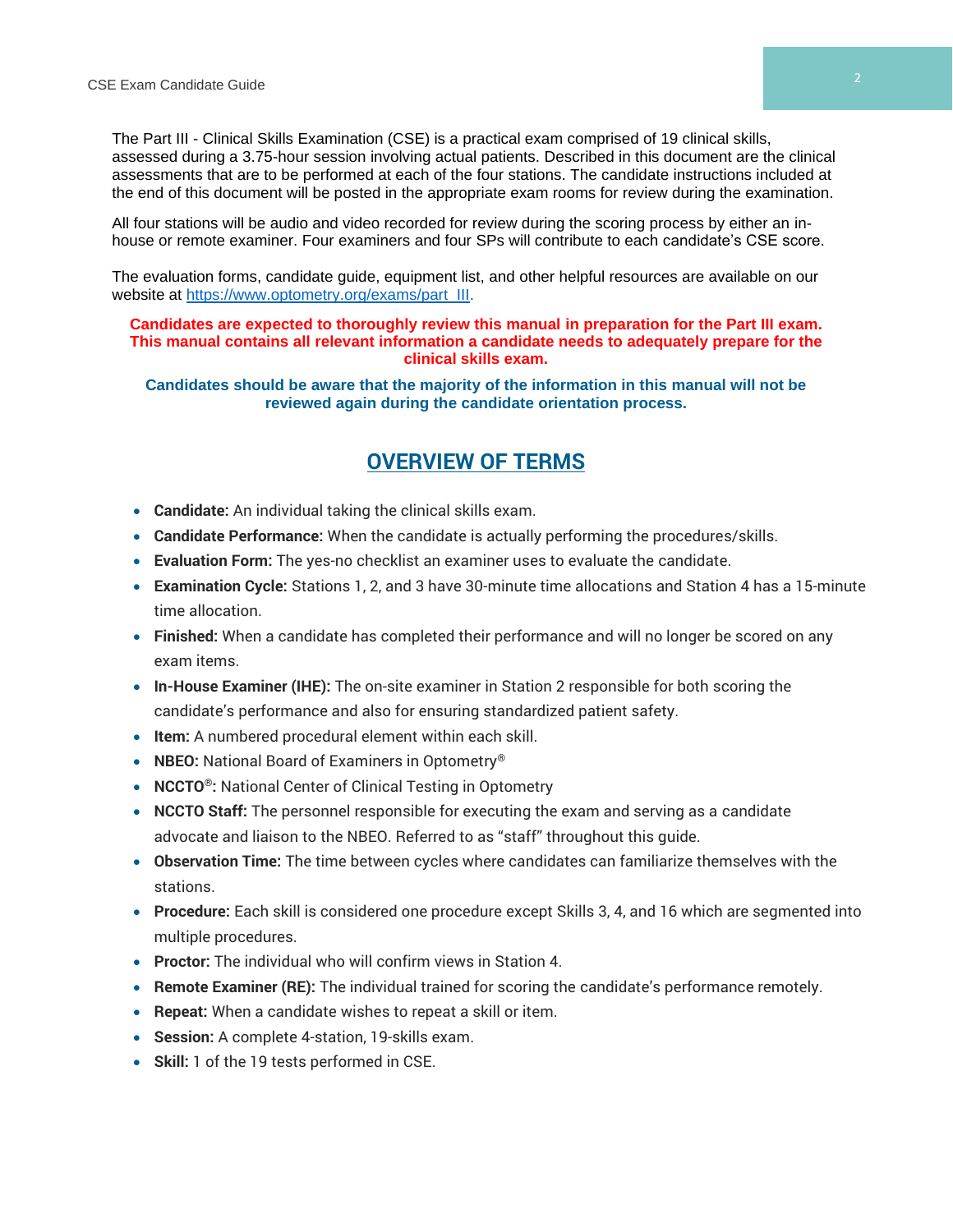The Part III - Clinical Skills Examination (CSE) is a practical exam comprised of 19 clinical skills, assessed during a 3.75-hour session involving actual patients. Described in this document are the clinical assessments that are to be performed at each of the four stations. The candidate instructions included at the end of this document will be posted in the appropriate exam rooms for review during the examination.

All four stations will be audio and video recorded for review during the scoring process by either an in-house or remote examiner. Four examiners and four SPs will contribute to each candidate's CSE score.

The evaluation forms, candidate guide, equipment list, and other helpful resources are available on our website at [https://www.optometry.org/exams/part_III](https://www.optometry.org/exams/part_III).

**Candidates are expected to thoroughly review this manual in preparation for the Part III exam. This manual contains all relevant information a candidate needs to adequately prepare for the clinical skills exam.**

**Candidates should be aware that the majority of the information in this manual will not be reviewed again during the candidate orientation process.**

## OVERVIEW OF TERMS

- **Candidate:** An individual taking the clinical skills exam.
- **Candidate Performance:** When the candidate is actually performing the procedures/skills.
- **Evaluation Form:** The yes-no checklist an examiner uses to evaluate the candidate.
- **Examination Cycle:** Stations 1, 2, and 3 have 30-minute time allocations and Station 4 has a 15-minute time allocation.
- **Finished:** When a candidate has completed their performance and will no longer be scored on any exam items.
- **In-House Examiner (IHE):** The on-site examiner in Station 2 responsible for both scoring the candidate's performance and also for ensuring standardized patient safety.
- **Item:** A numbered procedural element within each skill.
- **NBEO:** National Board of Examiners in Optometry®
- **NCCTO®:** National Center of Clinical Testing in Optometry
- **NCCTO Staff:** The personnel responsible for executing the exam and serving as a candidate advocate and liaison to the NBEO. Referred to as "staff" throughout this guide.
- **Observation Time:** The time between cycles where candidates can familiarize themselves with the stations.
- **Procedure:** Each skill is considered one procedure except Skills 3, 4, and 16 which are segmented into multiple procedures.
- **Proctor:** The individual who will confirm views in Station 4.
- **Remote Examiner (RE):** The individual trained for scoring the candidate's performance remotely.
- **Repeat:** When a candidate wishes to repeat a skill or item.
- **Session:** A complete 4-station, 19-skills exam.
- **Skill:** 1 of the 19 tests performed in CSE.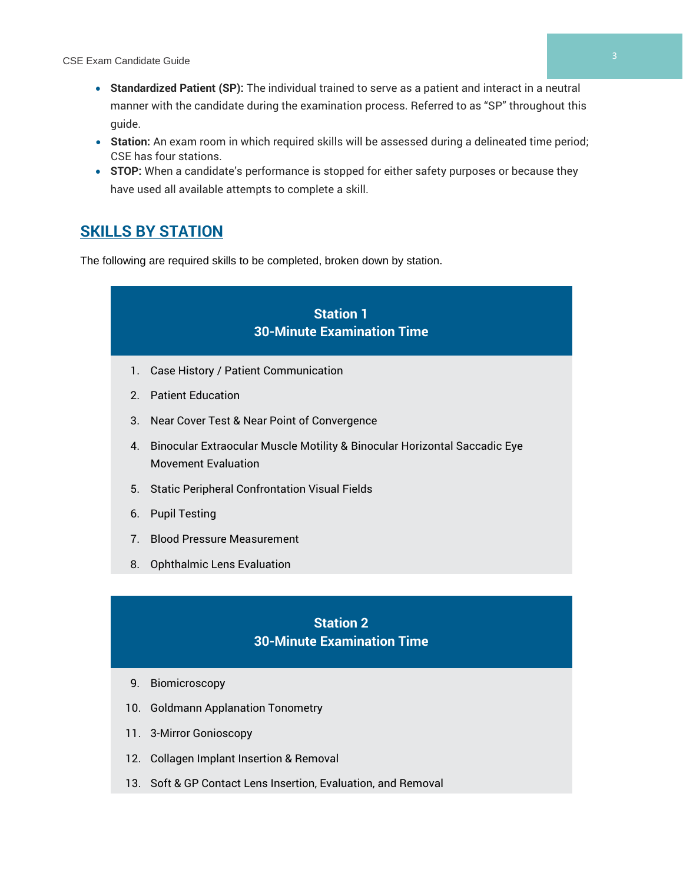- **Standardized Patient (SP):** The individual trained to serve as a patient and interact in a neutral manner with the candidate during the examination process. Referred to as "SP" throughout this guide.
- **Station:** An exam room in which required skills will be assessed during a delineated time period; CSE has four stations.
- **STOP:** When a candidate's performance is stopped for either safety purposes or because they have used all available attempts to complete a skill.

## SKILLS BY STATION

The following are required skills to be completed, broken down by station.

| Station 1<br>30-Minute Examination Time |
|---|
| 1. Case History / Patient Communication |
| 2. Patient Education |
| 3. Near Cover Test & Near Point of Convergence |
| 4. Binocular Extraocular Muscle Motility & Binocular Horizontal Saccadic Eye Movement Evaluation |
| 5. Static Peripheral Confrontation Visual Fields |
| 6. Pupil Testing |
| 7. Blood Pressure Measurement |
| 8. Ophthalmic Lens Evaluation |

| Station 2<br>30-Minute Examination Time |
|---|
| 9. Biomicroscopy |
| 10. Goldmann Applanation Tonometry |
| 11. 3-Mirror Gonioscopy |
| 12. Collagen Implant Insertion & Removal |
| 13. Soft & GP Contact Lens Insertion, Evaluation, and Removal |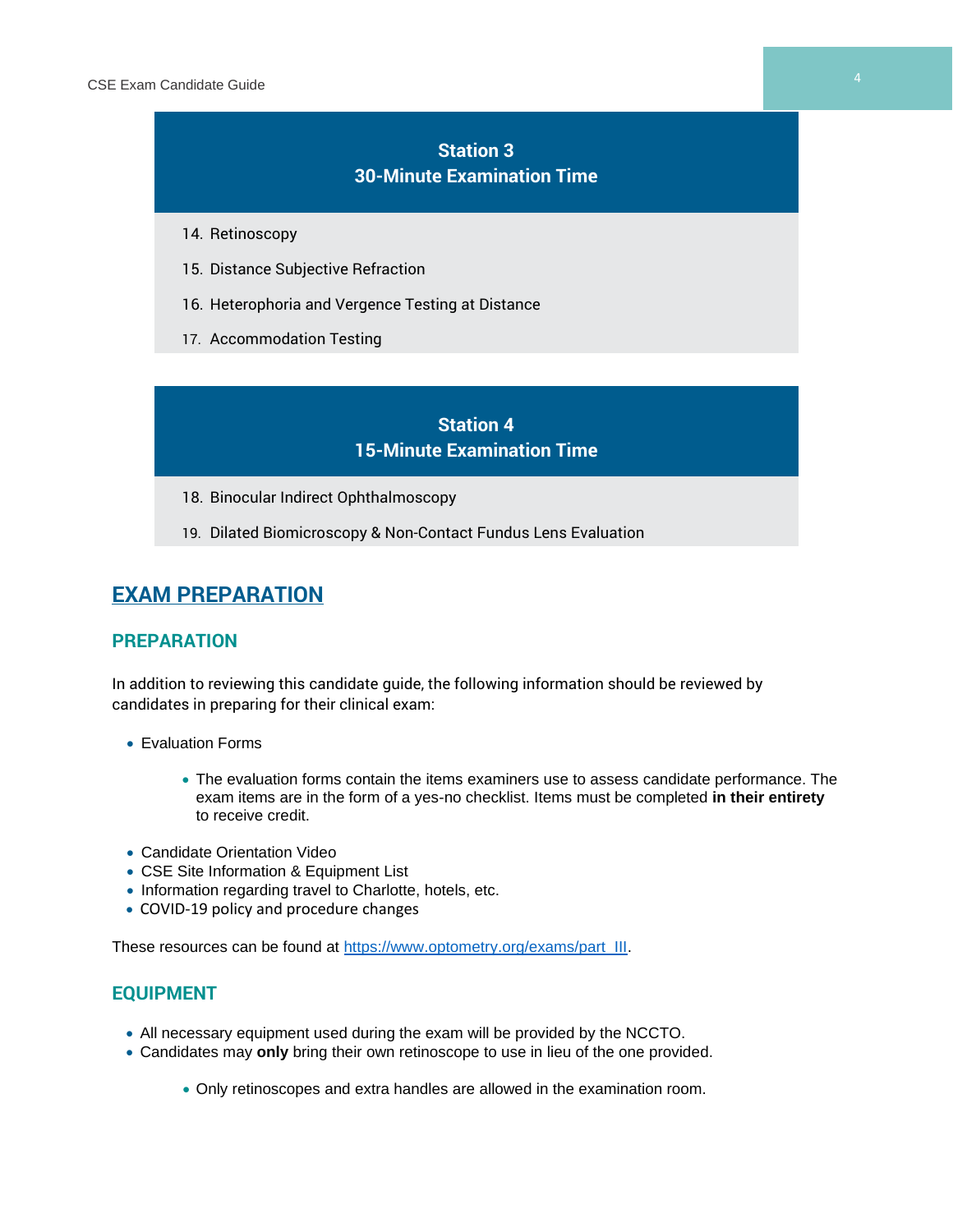**Station 3**
**30-Minute Examination Time**

14. Retinoscopy
15. Distance Subjective Refraction
16. Heterophoria and Vergence Testing at Distance
17. Accommodation Testing

**Station 4**
**15-Minute Examination Time**

18. Binocular Indirect Ophthalmoscopy
19. Dilated Biomicroscopy & Non-Contact Fundus Lens Evaluation

# EXAM PREPARATION

## PREPARATION

In addition to reviewing this candidate guide, the following information should be reviewed by candidates in preparing for their clinical exam:

- Evaluation Forms
  - The evaluation forms contain the items examiners use to assess candidate performance. The exam items are in the form of a yes-no checklist. Items must be completed **in their entirety** to receive credit.
- Candidate Orientation Video
- CSE Site Information & Equipment List
- Information regarding travel to Charlotte, hotels, etc.
- COVID-19 policy and procedure changes

These resources can be found at [https://www.optometry.org/exams/part_III](https://www.optometry.org/exams/part_III).

## EQUIPMENT

- All necessary equipment used during the exam will be provided by the NCCTO.
- Candidates may **only** bring their own retinoscope to use in lieu of the one provided.
  - Only retinoscopes and extra handles are allowed in the examination room.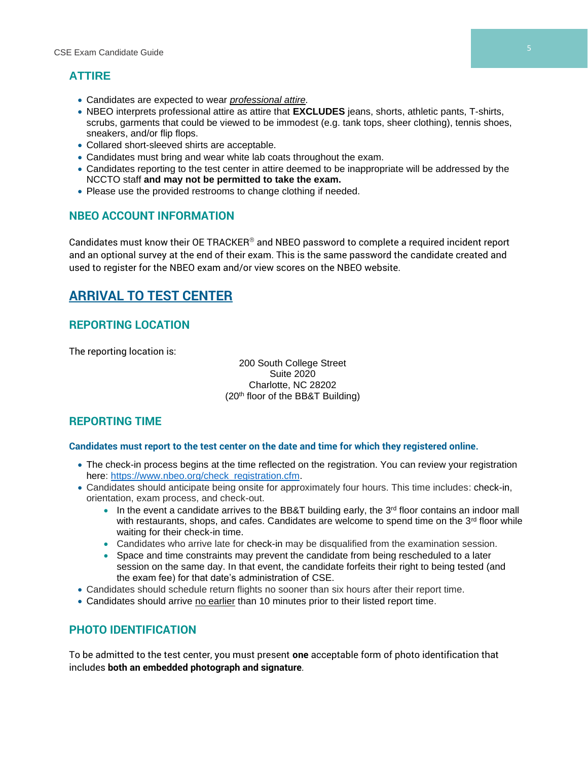## ATTIRE

- Candidates are expected to wear *professional attire*.
- NBEO interprets professional attire as attire that **EXCLUDES** jeans, shorts, athletic pants, T-shirts, scrubs, garments that could be viewed to be immodest (e.g. tank tops, sheer clothing), tennis shoes, sneakers, and/or flip flops.
- Collared short-sleeved shirts are acceptable.
- Candidates must bring and wear white lab coats throughout the exam.
- Candidates reporting to the test center in attire deemed to be inappropriate will be addressed by the NCCTO staff **and may not be permitted to take the exam.**
- Please use the provided restrooms to change clothing if needed.

## NBEO ACCOUNT INFORMATION

Candidates must know their OE TRACKER® and NBEO password to complete a required incident report and an optional survey at the end of their exam. This is the same password the candidate created and used to register for the NBEO exam and/or view scores on the NBEO website.

# ARRIVAL TO TEST CENTER

## REPORTING LOCATION

The reporting location is:

200 South College Street
Suite 2020
Charlotte, NC 28202
(20th floor of the BB&T Building)

## REPORTING TIME

**Candidates must report to the test center on the date and time for which they registered online.**

- The check-in process begins at the time reflected on the registration. You can review your registration here: https://www.nbeo.org/check_registration.cfm.
- Candidates should anticipate being onsite for approximately four hours. This time includes: check-in, orientation, exam process, and check-out.
  - In the event a candidate arrives to the BB&T building early, the 3rd floor contains an indoor mall with restaurants, shops, and cafes. Candidates are welcome to spend time on the 3rd floor while waiting for their check-in time.
  - Candidates who arrive late for check-in may be disqualified from the examination session.
  - Space and time constraints may prevent the candidate from being rescheduled to a later session on the same day. In that event, the candidate forfeits their right to being tested (and the exam fee) for that date's administration of CSE.
- Candidates should schedule return flights no sooner than six hours after their report time.
- Candidates should arrive no earlier than 10 minutes prior to their listed report time.

## PHOTO IDENTIFICATION

To be admitted to the test center, you must present **one** acceptable form of photo identification that includes **both an embedded photograph and signature**.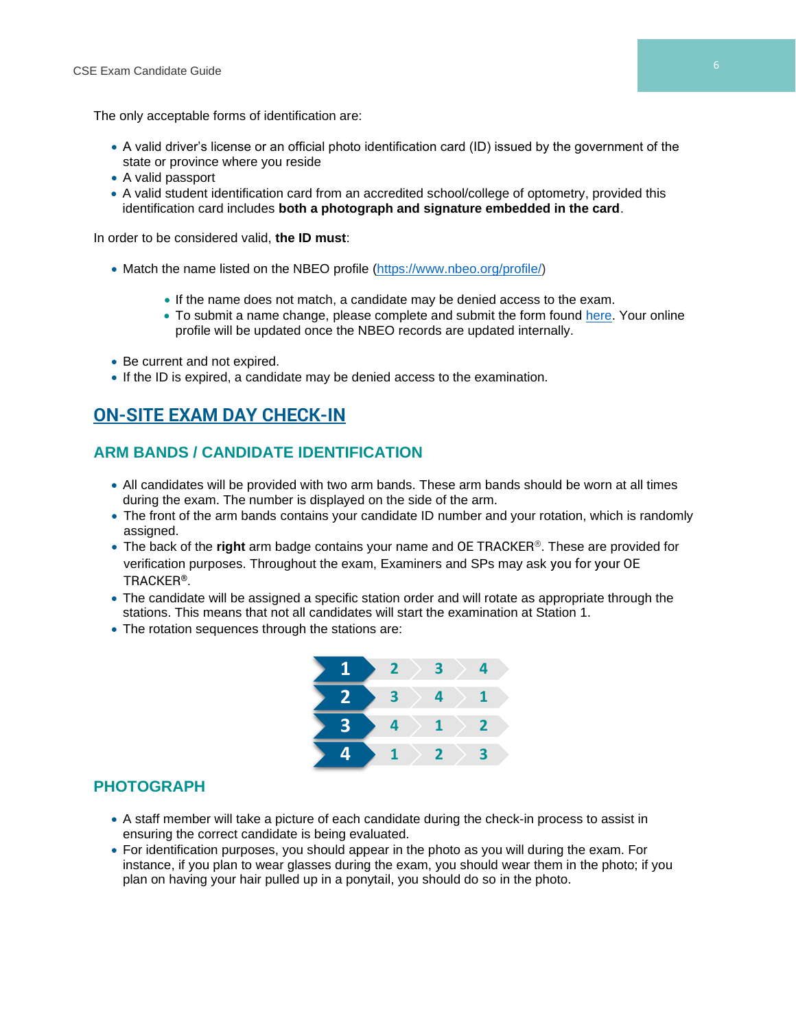The only acceptable forms of identification are:

- A valid driver's license or an official photo identification card (ID) issued by the government of the state or province where you reside
- A valid passport
- A valid student identification card from an accredited school/college of optometry, provided this identification card includes **both a photograph and signature embedded in the card**.

In order to be considered valid, **the ID must**:

- Match the name listed on the NBEO profile (https://www.nbeo.org/profile/)
  - If the name does not match, a candidate may be denied access to the exam.
  - To submit a name change, please complete and submit the form found here. Your online profile will be updated once the NBEO records are updated internally.
- Be current and not expired.
- If the ID is expired, a candidate may be denied access to the examination.

# ON-SITE EXAM DAY CHECK-IN

## ARM BANDS / CANDIDATE IDENTIFICATION

- All candidates will be provided with two arm bands. These arm bands should be worn at all times during the exam. The number is displayed on the side of the arm.
- The front of the arm bands contains your candidate ID number and your rotation, which is randomly assigned.
- The back of the **right** arm badge contains your name and OE TRACKER®. These are provided for verification purposes. Throughout the exam, Examiners and SPs may ask you for your OE TRACKER®.
- The candidate will be assigned a specific station order and will rotate as appropriate through the stations. This means that not all candidates will start the examination at Station 1.
- The rotation sequences through the stations are:

| | | | |
|---|---|---|---|
| **1** | 2 | 3 | 4 |
| **2** | 3 | 4 | 1 |
| **3** | 4 | 1 | 2 |
| **4** | 1 | 2 | 3 |

## PHOTOGRAPH

- A staff member will take a picture of each candidate during the check-in process to assist in ensuring the correct candidate is being evaluated.
- For identification purposes, you should appear in the photo as you will during the exam. For instance, if you plan to wear glasses during the exam, you should wear them in the photo; if you plan on having your hair pulled up in a ponytail, you should do so in the photo.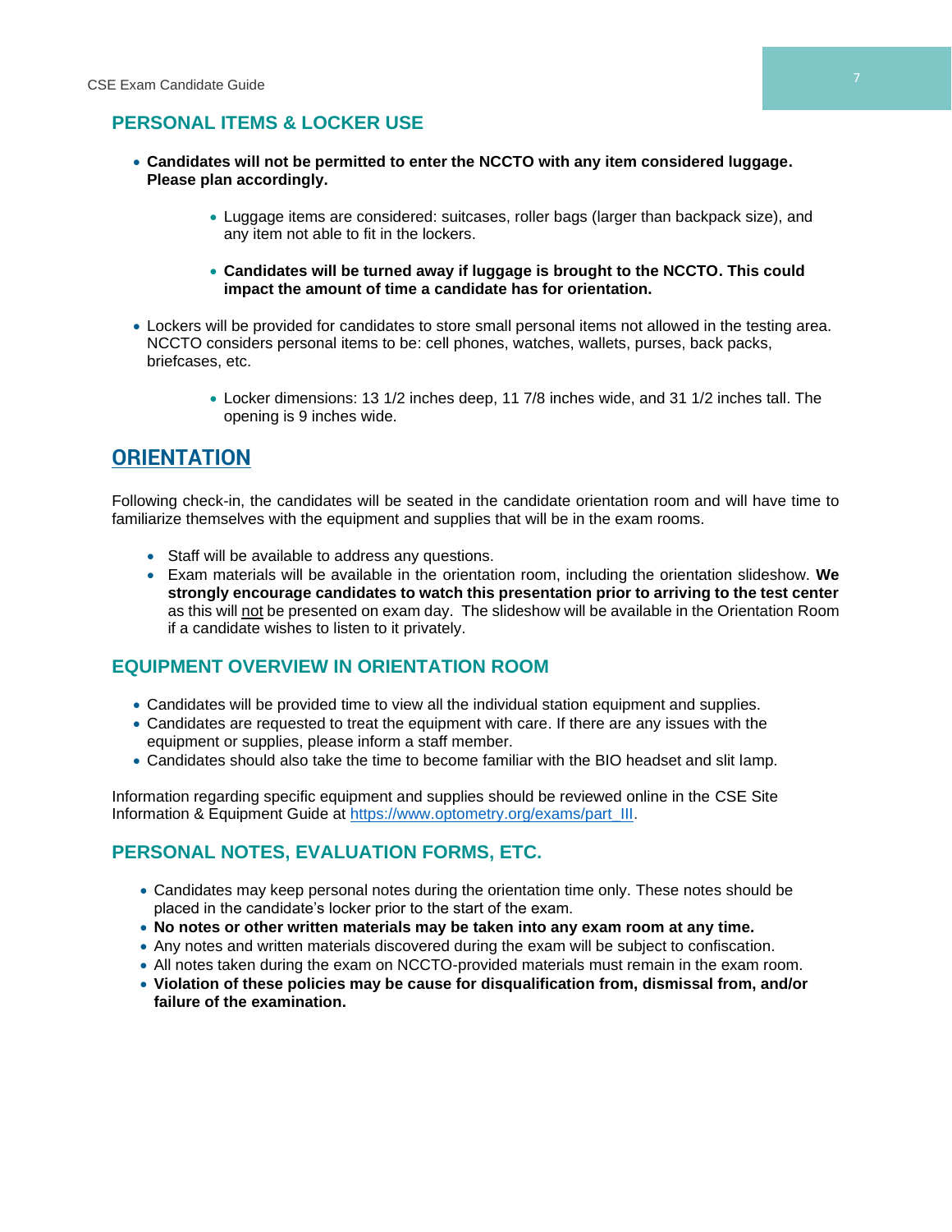## PERSONAL ITEMS & LOCKER USE

- **Candidates will not be permitted to enter the NCCTO with any item considered luggage. Please plan accordingly.**
    - Luggage items are considered: suitcases, roller bags (larger than backpack size), and any item not able to fit in the lockers.
    - **Candidates will be turned away if luggage is brought to the NCCTO. This could impact the amount of time a candidate has for orientation.**
- Lockers will be provided for candidates to store small personal items not allowed in the testing area. NCCTO considers personal items to be: cell phones, watches, wallets, purses, back packs, briefcases, etc.
    - Locker dimensions: 13 1/2 inches deep, 11 7/8 inches wide, and 31 1/2 inches tall. The opening is 9 inches wide.

# ORIENTATION

Following check-in, the candidates will be seated in the candidate orientation room and will have time to familiarize themselves with the equipment and supplies that will be in the exam rooms.

- Staff will be available to address any questions.
- Exam materials will be available in the orientation room, including the orientation slideshow. **We strongly encourage candidates to watch this presentation prior to arriving to the test center** as this will not be presented on exam day. The slideshow will be available in the Orientation Room if a candidate wishes to listen to it privately.

## EQUIPMENT OVERVIEW IN ORIENTATION ROOM

- Candidates will be provided time to view all the individual station equipment and supplies.
- Candidates are requested to treat the equipment with care. If there are any issues with the equipment or supplies, please inform a staff member.
- Candidates should also take the time to become familiar with the BIO headset and slit lamp.

Information regarding specific equipment and supplies should be reviewed online in the CSE Site Information & Equipment Guide at https://www.optometry.org/exams/part_III.

## PERSONAL NOTES, EVALUATION FORMS, ETC.

- Candidates may keep personal notes during the orientation time only. These notes should be placed in the candidate's locker prior to the start of the exam.
- **No notes or other written materials may be taken into any exam room at any time.**
- Any notes and written materials discovered during the exam will be subject to confiscation.
- All notes taken during the exam on NCCTO-provided materials must remain in the exam room.
- **Violation of these policies may be cause for disqualification from, dismissal from, and/or failure of the examination.**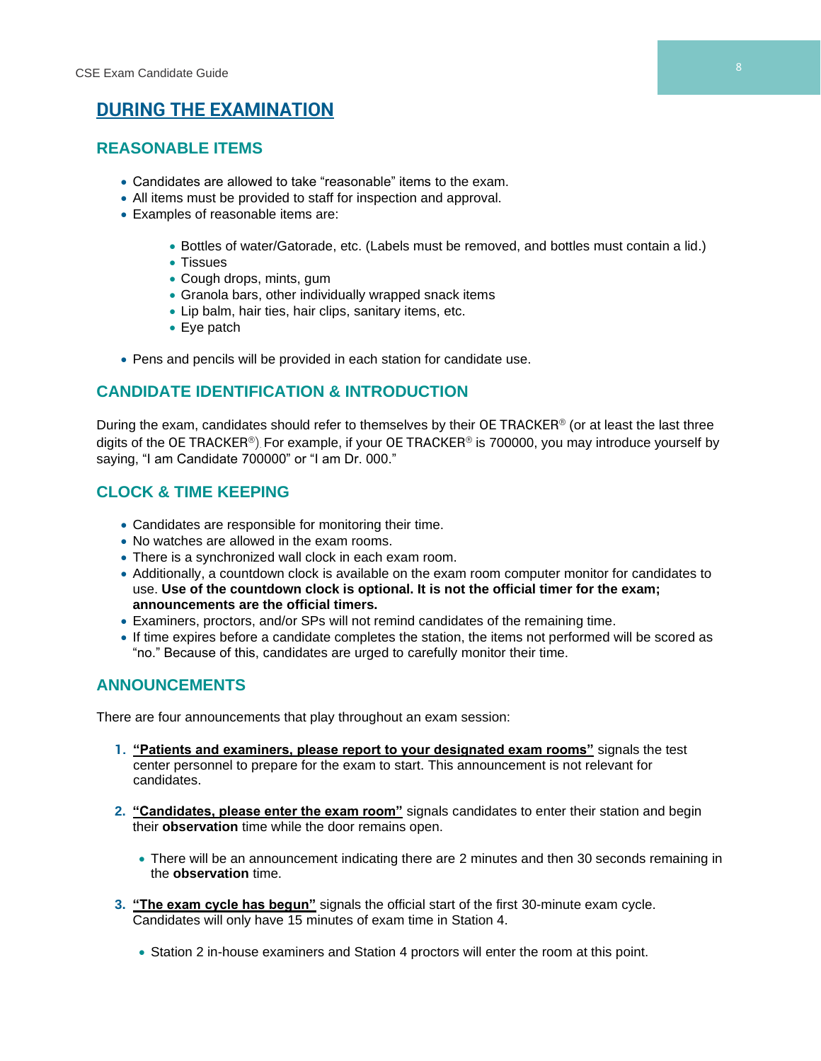# DURING THE EXAMINATION

## REASONABLE ITEMS

- Candidates are allowed to take “reasonable” items to the exam.
- All items must be provided to staff for inspection and approval.
- Examples of reasonable items are:
    - Bottles of water/Gatorade, etc. (Labels must be removed, and bottles must contain a lid.)
    - Tissues
    - Cough drops, mints, gum
    - Granola bars, other individually wrapped snack items
    - Lip balm, hair ties, hair clips, sanitary items, etc.
    - Eye patch
- Pens and pencils will be provided in each station for candidate use.

## CANDIDATE IDENTIFICATION & INTRODUCTION

During the exam, candidates should refer to themselves by their OE TRACKER® (or at least the last three digits of the OE TRACKER®). For example, if your OE TRACKER® is 700000, you may introduce yourself by saying, “I am Candidate 700000” or “I am Dr. 000.”

## CLOCK & TIME KEEPING

- Candidates are responsible for monitoring their time.
- No watches are allowed in the exam rooms.
- There is a synchronized wall clock in each exam room.
- Additionally, a countdown clock is available on the exam room computer monitor for candidates to use. **Use of the countdown clock is optional. It is not the official timer for the exam; announcements are the official timers.**
- Examiners, proctors, and/or SPs will not remind candidates of the remaining time.
- If time expires before a candidate completes the station, the items not performed will be scored as “no.” Because of this, candidates are urged to carefully monitor their time.

## ANNOUNCEMENTS

There are four announcements that play throughout an exam session:

1. **“Patients and examiners, please report to your designated exam rooms”** signals the test center personnel to prepare for the exam to start. This announcement is not relevant for candidates.

2. **“Candidates, please enter the exam room”** signals candidates to enter their station and begin their **observation** time while the door remains open.

    - There will be an announcement indicating there are 2 minutes and then 30 seconds remaining in the **observation** time.

3. **“The exam cycle has begun”** signals the official start of the first 30-minute exam cycle. Candidates will only have 15 minutes of exam time in Station 4.

    - Station 2 in-house examiners and Station 4 proctors will enter the room at this point.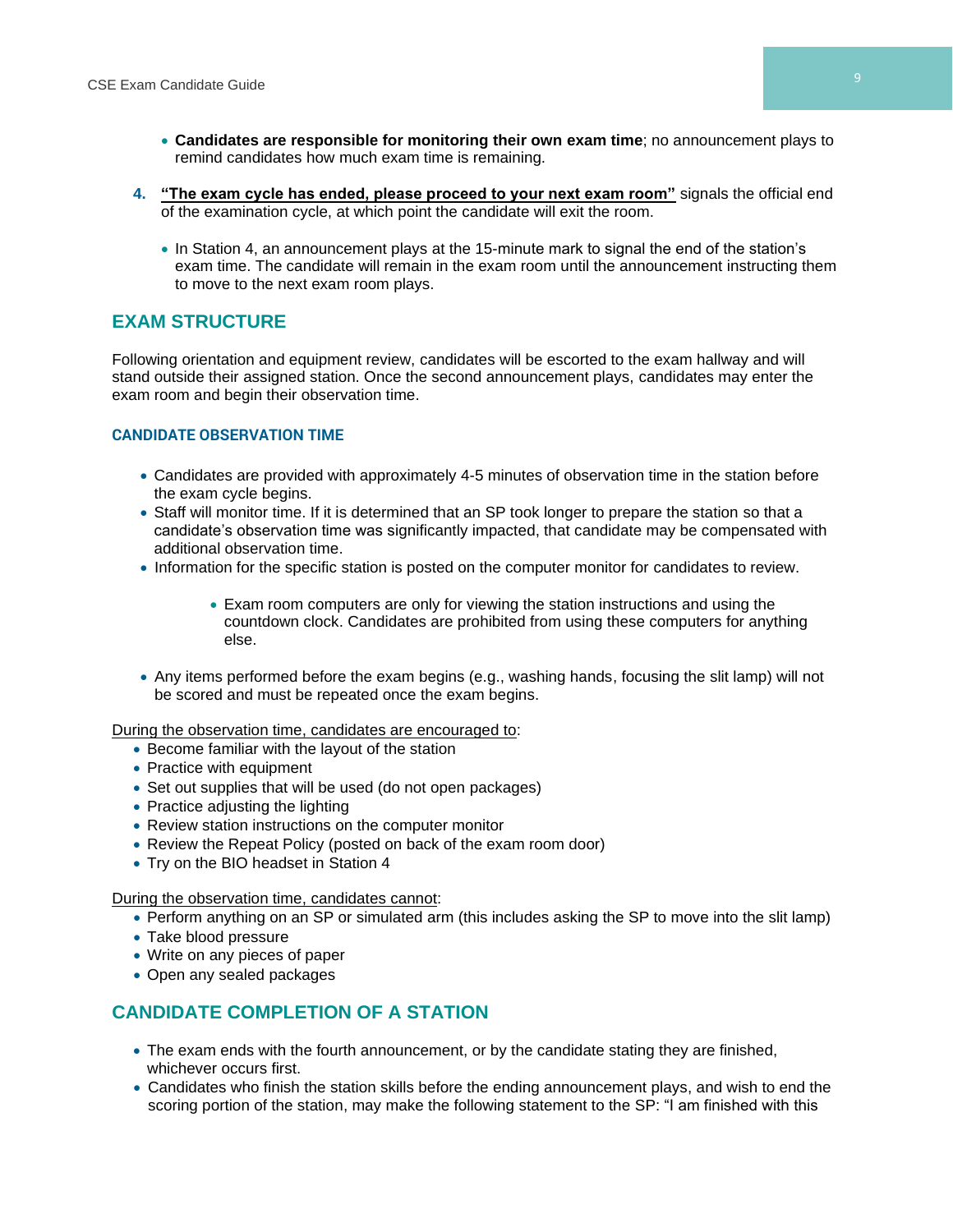- **Candidates are responsible for monitoring their own exam time**; no announcement plays to remind candidates how much exam time is remaining.

4. **"The exam cycle has ended, please proceed to your next exam room"** signals the official end of the examination cycle, at which point the candidate will exit the room.

   - In Station 4, an announcement plays at the 15-minute mark to signal the end of the station's exam time. The candidate will remain in the exam room until the announcement instructing them to move to the next exam room plays.

## EXAM STRUCTURE

Following orientation and equipment review, candidates will be escorted to the exam hallway and will stand outside their assigned station. Once the second announcement plays, candidates may enter the exam room and begin their observation time.

### CANDIDATE OBSERVATION TIME

- Candidates are provided with approximately 4-5 minutes of observation time in the station before the exam cycle begins.
- Staff will monitor time. If it is determined that an SP took longer to prepare the station so that a candidate's observation time was significantly impacted, that candidate may be compensated with additional observation time.
- Information for the specific station is posted on the computer monitor for candidates to review.
    - Exam room computers are only for viewing the station instructions and using the countdown clock. Candidates are prohibited from using these computers for anything else.
- Any items performed before the exam begins (e.g., washing hands, focusing the slit lamp) will not be scored and must be repeated once the exam begins.

During the observation time, candidates are encouraged to:

- Become familiar with the layout of the station
- Practice with equipment
- Set out supplies that will be used (do not open packages)
- Practice adjusting the lighting
- Review station instructions on the computer monitor
- Review the Repeat Policy (posted on back of the exam room door)
- Try on the BIO headset in Station 4

During the observation time, candidates cannot:

- Perform anything on an SP or simulated arm (this includes asking the SP to move into the slit lamp)
- Take blood pressure
- Write on any pieces of paper
- Open any sealed packages

## CANDIDATE COMPLETION OF A STATION

- The exam ends with the fourth announcement, or by the candidate stating they are finished, whichever occurs first.
- Candidates who finish the station skills before the ending announcement plays, and wish to end the scoring portion of the station, may make the following statement to the SP: "I am finished with this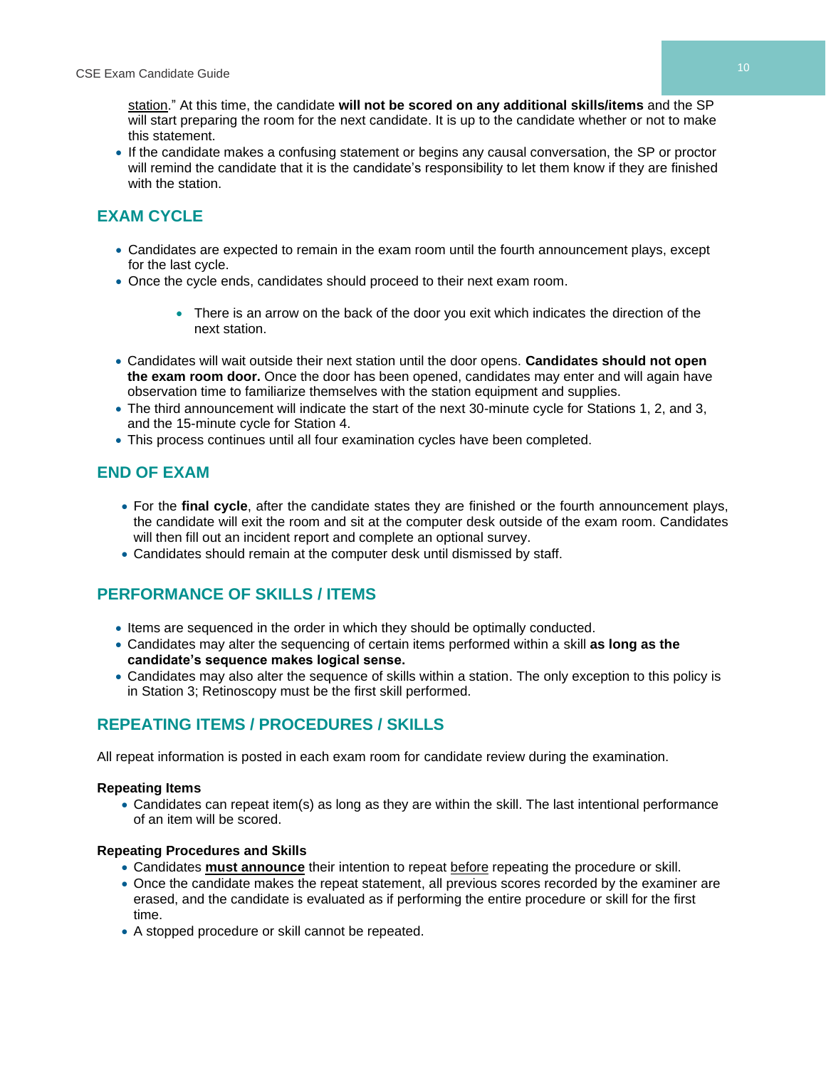station." At this time, the candidate **will not be scored on any additional skills/items** and the SP will start preparing the room for the next candidate. It is up to the candidate whether or not to make this statement.

- If the candidate makes a confusing statement or begins any causal conversation, the SP or proctor will remind the candidate that it is the candidate's responsibility to let them know if they are finished with the station.

## EXAM CYCLE

- Candidates are expected to remain in the exam room until the fourth announcement plays, except for the last cycle.
- Once the cycle ends, candidates should proceed to their next exam room.
  - There is an arrow on the back of the door you exit which indicates the direction of the next station.
- Candidates will wait outside their next station until the door opens. **Candidates should not open the exam room door.** Once the door has been opened, candidates may enter and will again have observation time to familiarize themselves with the station equipment and supplies.
- The third announcement will indicate the start of the next 30-minute cycle for Stations 1, 2, and 3, and the 15-minute cycle for Station 4.
- This process continues until all four examination cycles have been completed.

## END OF EXAM

- For the **final cycle**, after the candidate states they are finished or the fourth announcement plays, the candidate will exit the room and sit at the computer desk outside of the exam room. Candidates will then fill out an incident report and complete an optional survey.
- Candidates should remain at the computer desk until dismissed by staff.

## PERFORMANCE OF SKILLS / ITEMS

- Items are sequenced in the order in which they should be optimally conducted.
- Candidates may alter the sequencing of certain items performed within a skill **as long as the candidate's sequence makes logical sense.**
- Candidates may also alter the sequence of skills within a station. The only exception to this policy is in Station 3; Retinoscopy must be the first skill performed.

## REPEATING ITEMS / PROCEDURES / SKILLS

All repeat information is posted in each exam room for candidate review during the examination.

**Repeating Items**

- Candidates can repeat item(s) as long as they are within the skill. The last intentional performance of an item will be scored.

**Repeating Procedures and Skills**

- Candidates **must announce** their intention to repeat before repeating the procedure or skill.
- Once the candidate makes the repeat statement, all previous scores recorded by the examiner are erased, and the candidate is evaluated as if performing the entire procedure or skill for the first time.
- A stopped procedure or skill cannot be repeated.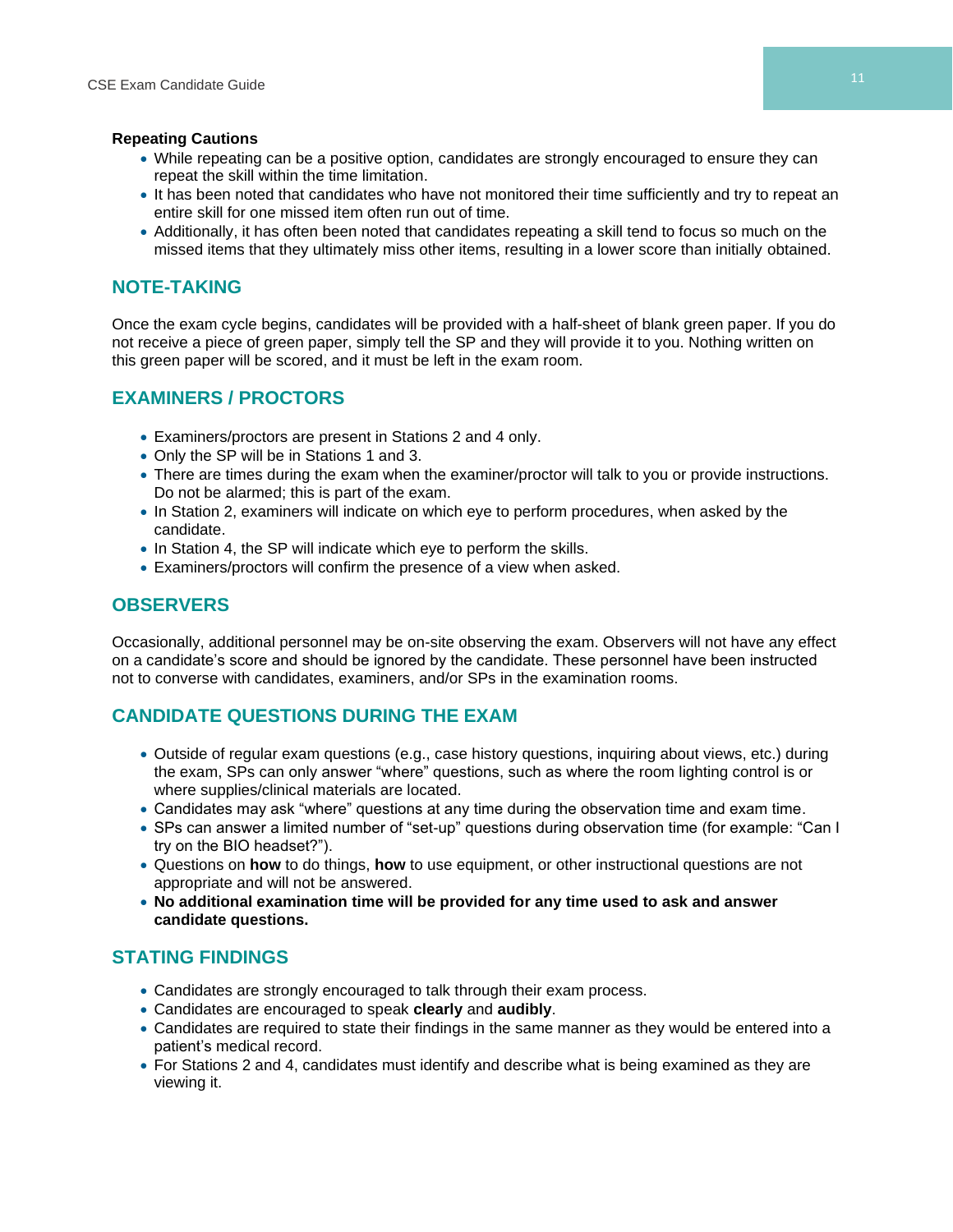**Repeating Cautions**

- While repeating can be a positive option, candidates are strongly encouraged to ensure they can repeat the skill within the time limitation.
- It has been noted that candidates who have not monitored their time sufficiently and try to repeat an entire skill for one missed item often run out of time.
- Additionally, it has often been noted that candidates repeating a skill tend to focus so much on the missed items that they ultimately miss other items, resulting in a lower score than initially obtained.

## NOTE-TAKING

Once the exam cycle begins, candidates will be provided with a half-sheet of blank green paper. If you do not receive a piece of green paper, simply tell the SP and they will provide it to you. Nothing written on this green paper will be scored, and it must be left in the exam room.

## EXAMINERS / PROCTORS

- Examiners/proctors are present in Stations 2 and 4 only.
- Only the SP will be in Stations 1 and 3.
- There are times during the exam when the examiner/proctor will talk to you or provide instructions. Do not be alarmed; this is part of the exam.
- In Station 2, examiners will indicate on which eye to perform procedures, when asked by the candidate.
- In Station 4, the SP will indicate which eye to perform the skills.
- Examiners/proctors will confirm the presence of a view when asked.

## OBSERVERS

Occasionally, additional personnel may be on-site observing the exam. Observers will not have any effect on a candidate's score and should be ignored by the candidate. These personnel have been instructed not to converse with candidates, examiners, and/or SPs in the examination rooms.

## CANDIDATE QUESTIONS DURING THE EXAM

- Outside of regular exam questions (e.g., case history questions, inquiring about views, etc.) during the exam, SPs can only answer "where" questions, such as where the room lighting control is or where supplies/clinical materials are located.
- Candidates may ask "where" questions at any time during the observation time and exam time.
- SPs can answer a limited number of "set-up" questions during observation time (for example: "Can I try on the BIO headset?").
- Questions on **how** to do things, **how** to use equipment, or other instructional questions are not appropriate and will not be answered.
- **No additional examination time will be provided for any time used to ask and answer candidate questions.**

## STATING FINDINGS

- Candidates are strongly encouraged to talk through their exam process.
- Candidates are encouraged to speak **clearly** and **audibly**.
- Candidates are required to state their findings in the same manner as they would be entered into a patient's medical record.
- For Stations 2 and 4, candidates must identify and describe what is being examined as they are viewing it.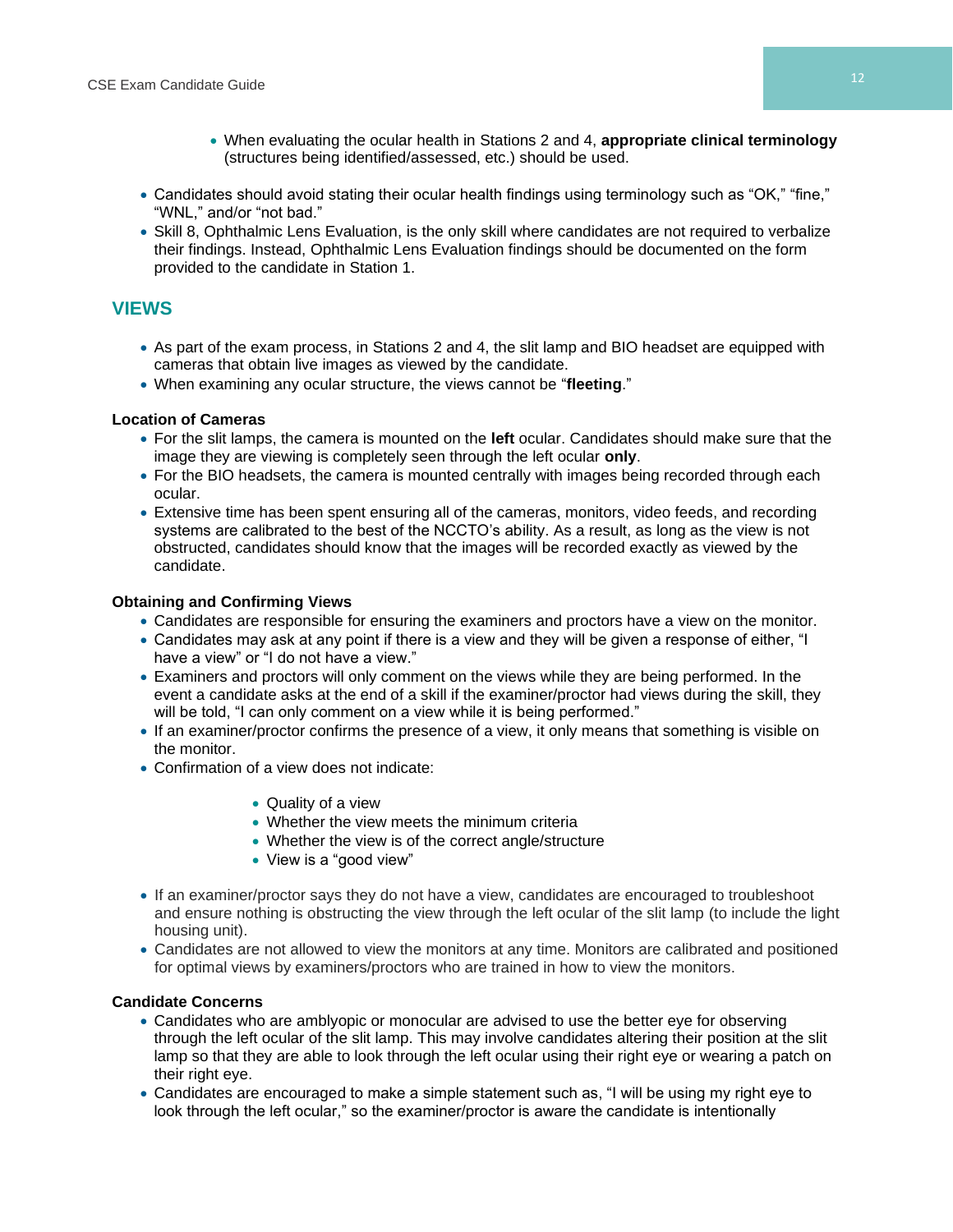- When evaluating the ocular health in Stations 2 and 4, **appropriate clinical terminology** (structures being identified/assessed, etc.) should be used.

- Candidates should avoid stating their ocular health findings using terminology such as "OK," "fine," "WNL," and/or "not bad."
- Skill 8, Ophthalmic Lens Evaluation, is the only skill where candidates are not required to verbalize their findings. Instead, Ophthalmic Lens Evaluation findings should be documented on the form provided to the candidate in Station 1.

## VIEWS

- As part of the exam process, in Stations 2 and 4, the slit lamp and BIO headset are equipped with cameras that obtain live images as viewed by the candidate.
- When examining any ocular structure, the views cannot be "**fleeting**."

### Location of Cameras

- For the slit lamps, the camera is mounted on the **left** ocular. Candidates should make sure that the image they are viewing is completely seen through the left ocular **only**.
- For the BIO headsets, the camera is mounted centrally with images being recorded through each ocular.
- Extensive time has been spent ensuring all of the cameras, monitors, video feeds, and recording systems are calibrated to the best of the NCCTO's ability. As a result, as long as the view is not obstructed, candidates should know that the images will be recorded exactly as viewed by the candidate.

### Obtaining and Confirming Views

- Candidates are responsible for ensuring the examiners and proctors have a view on the monitor.
- Candidates may ask at any point if there is a view and they will be given a response of either, "I have a view" or "I do not have a view."
- Examiners and proctors will only comment on the views while they are being performed. In the event a candidate asks at the end of a skill if the examiner/proctor had views during the skill, they will be told, "I can only comment on a view while it is being performed."
- If an examiner/proctor confirms the presence of a view, it only means that something is visible on the monitor.
- Confirmation of a view does not indicate:
  - Quality of a view
  - Whether the view meets the minimum criteria
  - Whether the view is of the correct angle/structure
  - View is a "good view"
- If an examiner/proctor says they do not have a view, candidates are encouraged to troubleshoot and ensure nothing is obstructing the view through the left ocular of the slit lamp (to include the light housing unit).
- Candidates are not allowed to view the monitors at any time. Monitors are calibrated and positioned for optimal views by examiners/proctors who are trained in how to view the monitors.

### Candidate Concerns

- Candidates who are amblyopic or monocular are advised to use the better eye for observing through the left ocular of the slit lamp. This may involve candidates altering their position at the slit lamp so that they are able to look through the left ocular using their right eye or wearing a patch on their right eye.
- Candidates are encouraged to make a simple statement such as, "I will be using my right eye to look through the left ocular," so the examiner/proctor is aware the candidate is intentionally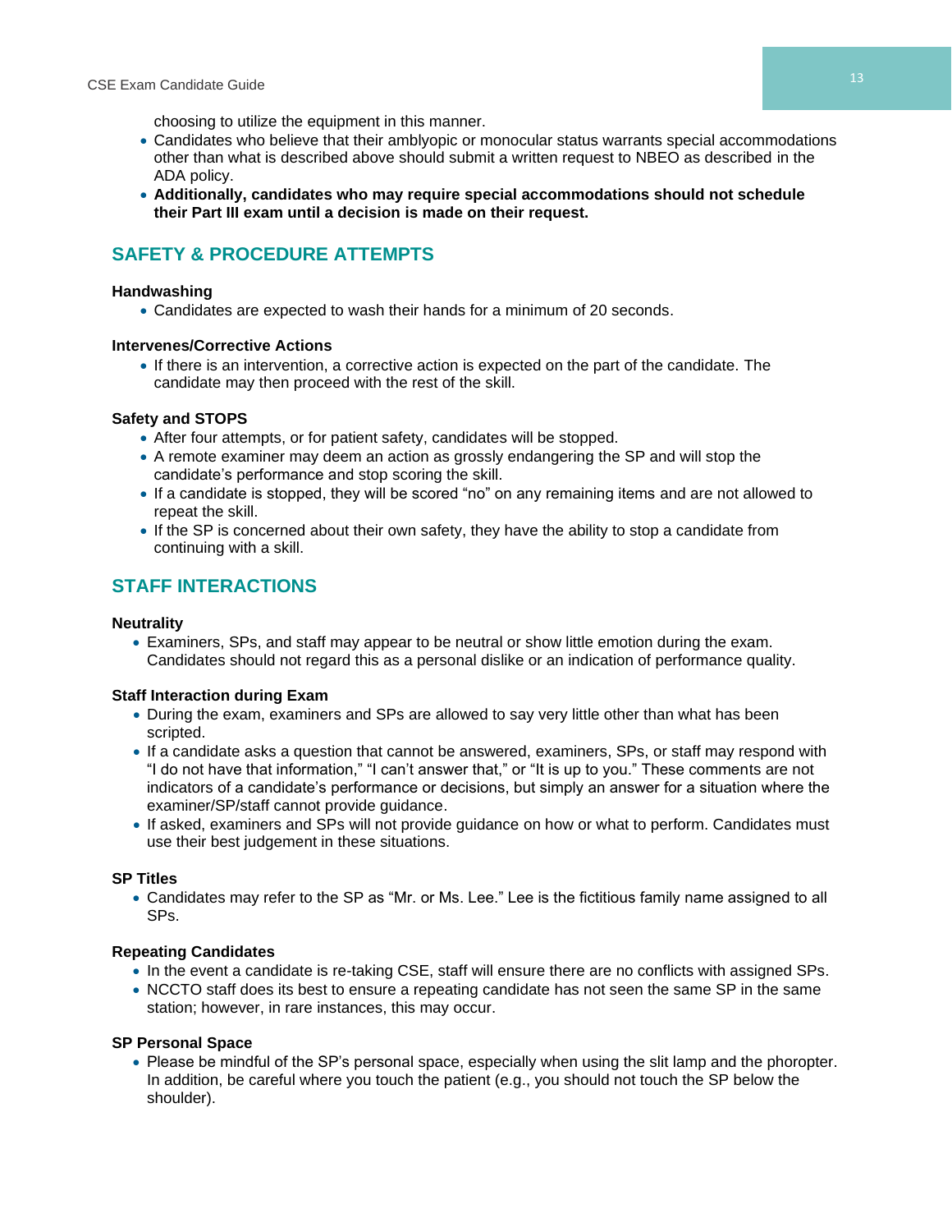choosing to utilize the equipment in this manner.

- Candidates who believe that their amblyopic or monocular status warrants special accommodations other than what is described above should submit a written request to NBEO as described in the ADA policy.
- **Additionally, candidates who may require special accommodations should not schedule their Part III exam until a decision is made on their request.**

## SAFETY & PROCEDURE ATTEMPTS

**Handwashing**

- Candidates are expected to wash their hands for a minimum of 20 seconds.

**Intervenes/Corrective Actions**

- If there is an intervention, a corrective action is expected on the part of the candidate. The candidate may then proceed with the rest of the skill.

**Safety and STOPS**

- After four attempts, or for patient safety, candidates will be stopped.
- A remote examiner may deem an action as grossly endangering the SP and will stop the candidate's performance and stop scoring the skill.
- If a candidate is stopped, they will be scored "no" on any remaining items and are not allowed to repeat the skill.
- If the SP is concerned about their own safety, they have the ability to stop a candidate from continuing with a skill.

## STAFF INTERACTIONS

**Neutrality**

- Examiners, SPs, and staff may appear to be neutral or show little emotion during the exam. Candidates should not regard this as a personal dislike or an indication of performance quality.

**Staff Interaction during Exam**

- During the exam, examiners and SPs are allowed to say very little other than what has been scripted.
- If a candidate asks a question that cannot be answered, examiners, SPs, or staff may respond with "I do not have that information," "I can't answer that," or "It is up to you." These comments are not indicators of a candidate's performance or decisions, but simply an answer for a situation where the examiner/SP/staff cannot provide guidance.
- If asked, examiners and SPs will not provide guidance on how or what to perform. Candidates must use their best judgement in these situations.

**SP Titles**

- Candidates may refer to the SP as "Mr. or Ms. Lee." Lee is the fictitious family name assigned to all SPs.

**Repeating Candidates**

- In the event a candidate is re-taking CSE, staff will ensure there are no conflicts with assigned SPs.
- NCCTO staff does its best to ensure a repeating candidate has not seen the same SP in the same station; however, in rare instances, this may occur.

**SP Personal Space**

- Please be mindful of the SP's personal space, especially when using the slit lamp and the phoropter. In addition, be careful where you touch the patient (e.g., you should not touch the SP below the shoulder).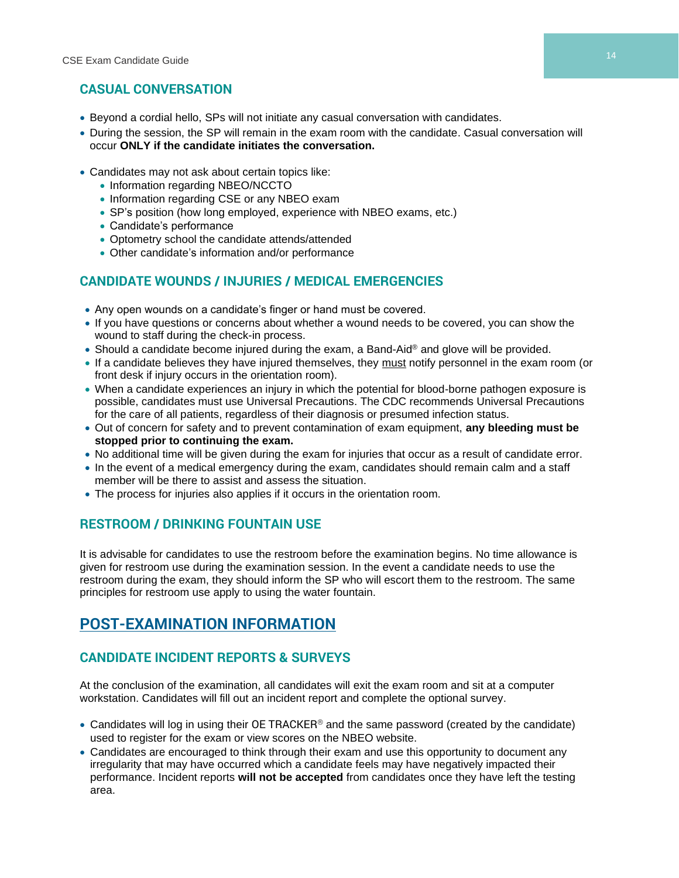### CASUAL CONVERSATION

- Beyond a cordial hello, SPs will not initiate any casual conversation with candidates.
- During the session, the SP will remain in the exam room with the candidate. Casual conversation will occur **ONLY if the candidate initiates the conversation.**

- Candidates may not ask about certain topics like:
  - Information regarding NBEO/NCCTO
  - Information regarding CSE or any NBEO exam
  - SP's position (how long employed, experience with NBEO exams, etc.)
  - Candidate's performance
  - Optometry school the candidate attends/attended
  - Other candidate's information and/or performance

### CANDIDATE WOUNDS / INJURIES / MEDICAL EMERGENCIES

- Any open wounds on a candidate's finger or hand must be covered.
- If you have questions or concerns about whether a wound needs to be covered, you can show the wound to staff during the check-in process.
- Should a candidate become injured during the exam, a Band-Aid® and glove will be provided.
- If a candidate believes they have injured themselves, they <u>must</u> notify personnel in the exam room (or front desk if injury occurs in the orientation room).
- When a candidate experiences an injury in which the potential for blood-borne pathogen exposure is possible, candidates must use Universal Precautions. The CDC recommends Universal Precautions for the care of all patients, regardless of their diagnosis or presumed infection status.
- Out of concern for safety and to prevent contamination of exam equipment, **any bleeding must be stopped prior to continuing the exam.**
- No additional time will be given during the exam for injuries that occur as a result of candidate error.
- In the event of a medical emergency during the exam, candidates should remain calm and a staff member will be there to assist and assess the situation.
- The process for injuries also applies if it occurs in the orientation room.

### RESTROOM / DRINKING FOUNTAIN USE

It is advisable for candidates to use the restroom before the examination begins. No time allowance is given for restroom use during the examination session. In the event a candidate needs to use the restroom during the exam, they should inform the SP who will escort them to the restroom. The same principles for restroom use apply to using the water fountain.

## POST-EXAMINATION INFORMATION

### CANDIDATE INCIDENT REPORTS & SURVEYS

At the conclusion of the examination, all candidates will exit the exam room and sit at a computer workstation. Candidates will fill out an incident report and complete the optional survey.

- Candidates will log in using their OE TRACKER® and the same password (created by the candidate) used to register for the exam or view scores on the NBEO website.
- Candidates are encouraged to think through their exam and use this opportunity to document any irregularity that may have occurred which a candidate feels may have negatively impacted their performance. Incident reports **will not be accepted** from candidates once they have left the testing area.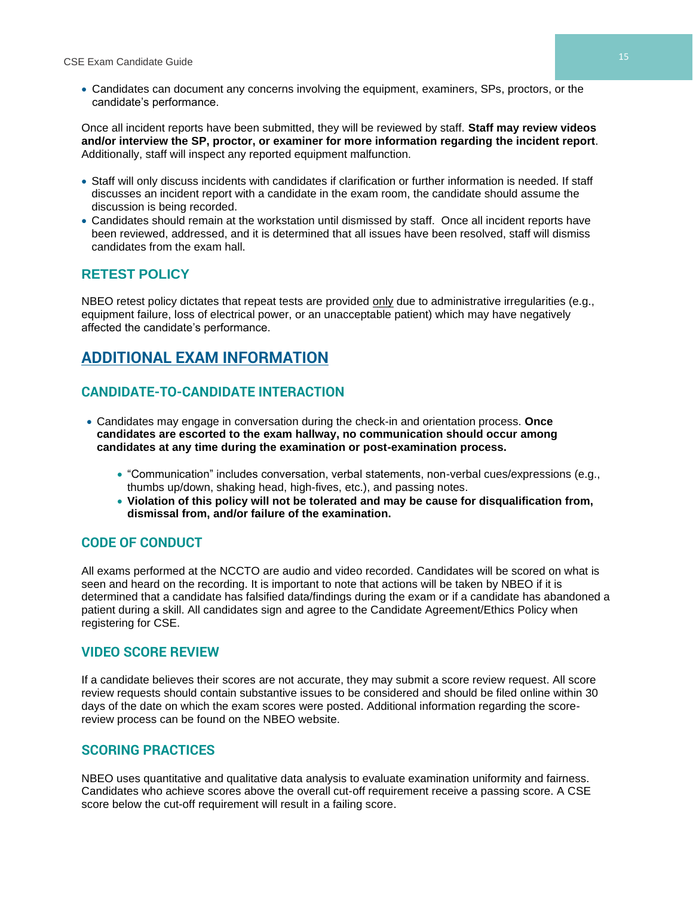- Candidates can document any concerns involving the equipment, examiners, SPs, proctors, or the candidate's performance.

Once all incident reports have been submitted, they will be reviewed by staff. **Staff may review videos and/or interview the SP, proctor, or examiner for more information regarding the incident report**. Additionally, staff will inspect any reported equipment malfunction.

- Staff will only discuss incidents with candidates if clarification or further information is needed. If staff discusses an incident report with a candidate in the exam room, the candidate should assume the discussion is being recorded.
- Candidates should remain at the workstation until dismissed by staff. Once all incident reports have been reviewed, addressed, and it is determined that all issues have been resolved, staff will dismiss candidates from the exam hall.

### RETEST POLICY

NBEO retest policy dictates that repeat tests are provided only due to administrative irregularities (e.g., equipment failure, loss of electrical power, or an unacceptable patient) which may have negatively affected the candidate's performance.

## ADDITIONAL EXAM INFORMATION

### CANDIDATE-TO-CANDIDATE INTERACTION

- Candidates may engage in conversation during the check-in and orientation process. **Once candidates are escorted to the exam hallway, no communication should occur among candidates at any time during the examination or post-examination process.**
  - "Communication" includes conversation, verbal statements, non-verbal cues/expressions (e.g., thumbs up/down, shaking head, high-fives, etc.), and passing notes.
  - **Violation of this policy will not be tolerated and may be cause for disqualification from, dismissal from, and/or failure of the examination.**

### CODE OF CONDUCT

All exams performed at the NCCTO are audio and video recorded. Candidates will be scored on what is seen and heard on the recording. It is important to note that actions will be taken by NBEO if it is determined that a candidate has falsified data/findings during the exam or if a candidate has abandoned a patient during a skill. All candidates sign and agree to the Candidate Agreement/Ethics Policy when registering for CSE.

### VIDEO SCORE REVIEW

If a candidate believes their scores are not accurate, they may submit a score review request. All score review requests should contain substantive issues to be considered and should be filed online within 30 days of the date on which the exam scores were posted. Additional information regarding the score-review process can be found on the NBEO website.

### SCORING PRACTICES

NBEO uses quantitative and qualitative data analysis to evaluate examination uniformity and fairness. Candidates who achieve scores above the overall cut-off requirement receive a passing score. A CSE score below the cut-off requirement will result in a failing score.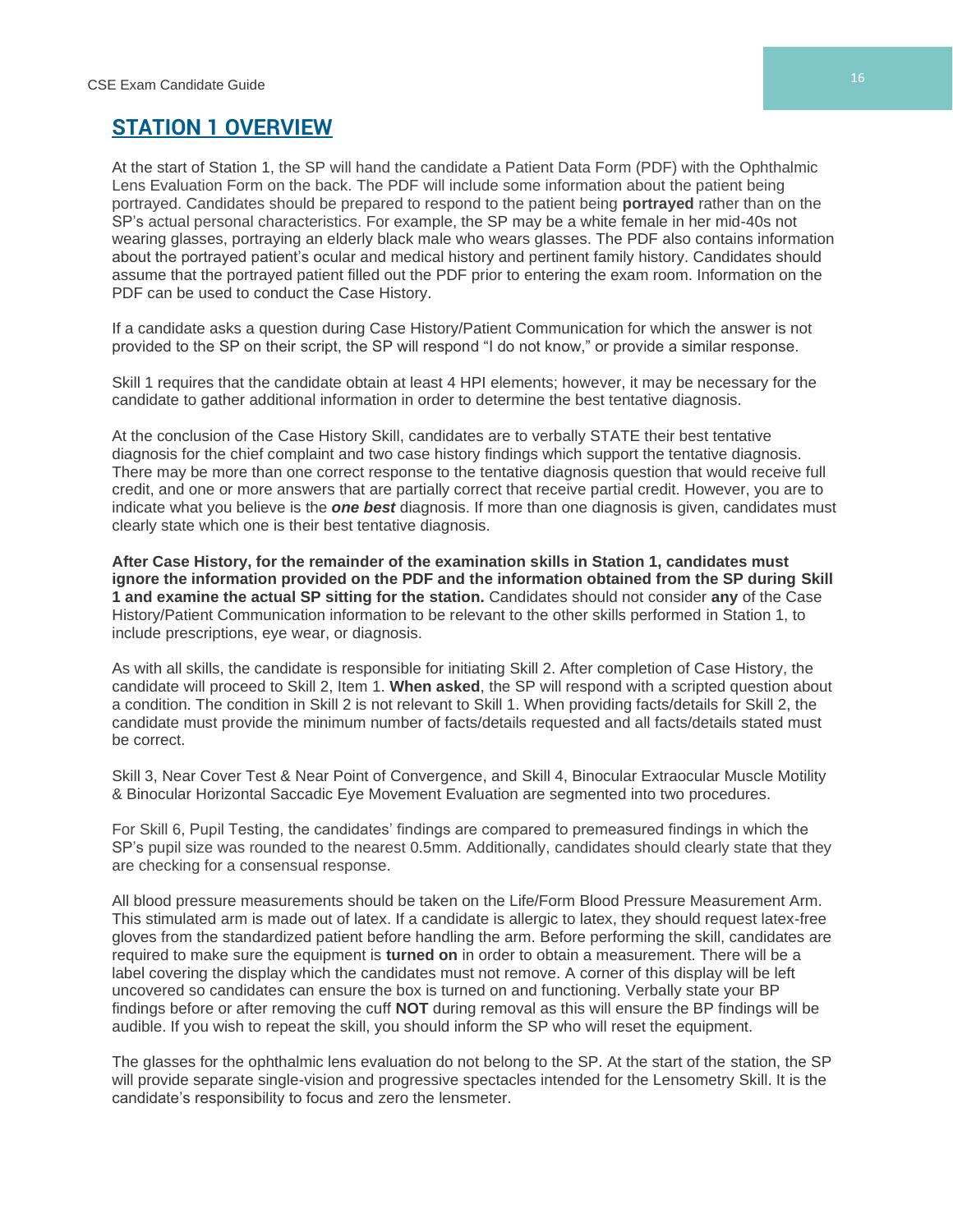## STATION 1 OVERVIEW

At the start of Station 1, the SP will hand the candidate a Patient Data Form (PDF) with the Ophthalmic Lens Evaluation Form on the back. The PDF will include some information about the patient being portrayed. Candidates should be prepared to respond to the patient being **portrayed** rather than on the SP's actual personal characteristics. For example, the SP may be a white female in her mid-40s not wearing glasses, portraying an elderly black male who wears glasses. The PDF also contains information about the portrayed patient's ocular and medical history and pertinent family history. Candidates should assume that the portrayed patient filled out the PDF prior to entering the exam room. Information on the PDF can be used to conduct the Case History.

If a candidate asks a question during Case History/Patient Communication for which the answer is not provided to the SP on their script, the SP will respond "I do not know," or provide a similar response.

Skill 1 requires that the candidate obtain at least 4 HPI elements; however, it may be necessary for the candidate to gather additional information in order to determine the best tentative diagnosis.

At the conclusion of the Case History Skill, candidates are to verbally STATE their best tentative diagnosis for the chief complaint and two case history findings which support the tentative diagnosis. There may be more than one correct response to the tentative diagnosis question that would receive full credit, and one or more answers that are partially correct that receive partial credit. However, you are to indicate what you believe is the ***one best*** diagnosis. If more than one diagnosis is given, candidates must clearly state which one is their best tentative diagnosis.

**After Case History, for the remainder of the examination skills in Station 1, candidates must ignore the information provided on the PDF and the information obtained from the SP during Skill 1 and examine the actual SP sitting for the station.** Candidates should not consider **any** of the Case History/Patient Communication information to be relevant to the other skills performed in Station 1, to include prescriptions, eye wear, or diagnosis.

As with all skills, the candidate is responsible for initiating Skill 2. After completion of Case History, the candidate will proceed to Skill 2, Item 1. **When asked**, the SP will respond with a scripted question about a condition. The condition in Skill 2 is not relevant to Skill 1. When providing facts/details for Skill 2, the candidate must provide the minimum number of facts/details requested and all facts/details stated must be correct.

Skill 3, Near Cover Test & Near Point of Convergence, and Skill 4, Binocular Extraocular Muscle Motility & Binocular Horizontal Saccadic Eye Movement Evaluation are segmented into two procedures.

For Skill 6, Pupil Testing, the candidates' findings are compared to premeasured findings in which the SP's pupil size was rounded to the nearest 0.5mm. Additionally, candidates should clearly state that they are checking for a consensual response.

All blood pressure measurements should be taken on the Life/Form Blood Pressure Measurement Arm. This stimulated arm is made out of latex. If a candidate is allergic to latex, they should request latex-free gloves from the standardized patient before handling the arm. Before performing the skill, candidates are required to make sure the equipment is **turned on** in order to obtain a measurement. There will be a label covering the display which the candidates must not remove. A corner of this display will be left uncovered so candidates can ensure the box is turned on and functioning. Verbally state your BP findings before or after removing the cuff **NOT** during removal as this will ensure the BP findings will be audible. If you wish to repeat the skill, you should inform the SP who will reset the equipment.

The glasses for the ophthalmic lens evaluation do not belong to the SP. At the start of the station, the SP will provide separate single-vision and progressive spectacles intended for the Lensometry Skill. It is the candidate's responsibility to focus and zero the lensmeter.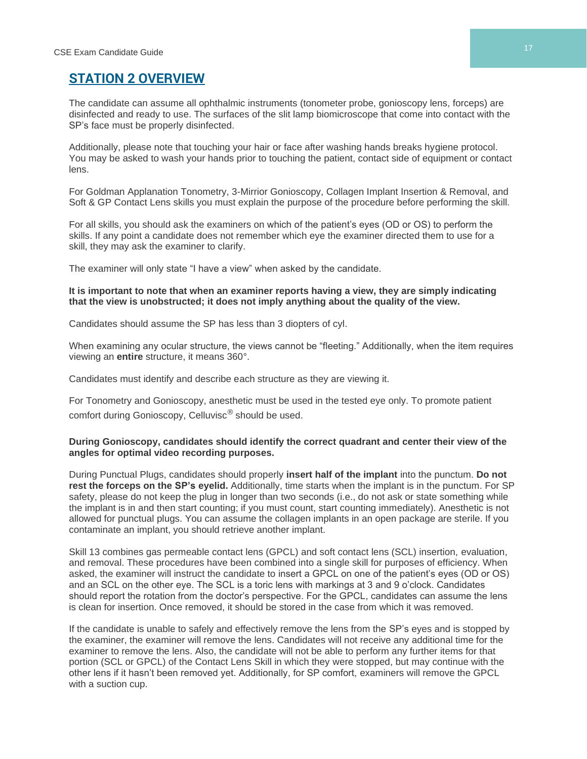## STATION 2 OVERVIEW

The candidate can assume all ophthalmic instruments (tonometer probe, gonioscopy lens, forceps) are disinfected and ready to use. The surfaces of the slit lamp biomicroscope that come into contact with the SP's face must be properly disinfected.

Additionally, please note that touching your hair or face after washing hands breaks hygiene protocol. You may be asked to wash your hands prior to touching the patient, contact side of equipment or contact lens.

For Goldman Applanation Tonometry, 3-Mirrior Gonioscopy, Collagen Implant Insertion & Removal, and Soft & GP Contact Lens skills you must explain the purpose of the procedure before performing the skill.

For all skills, you should ask the examiners on which of the patient's eyes (OD or OS) to perform the skills. If any point a candidate does not remember which eye the examiner directed them to use for a skill, they may ask the examiner to clarify.

The examiner will only state "I have a view" when asked by the candidate.

**It is important to note that when an examiner reports having a view, they are simply indicating that the view is unobstructed; it does not imply anything about the quality of the view.**

Candidates should assume the SP has less than 3 diopters of cyl.

When examining any ocular structure, the views cannot be "fleeting." Additionally, when the item requires viewing an **entire** structure, it means 360°.

Candidates must identify and describe each structure as they are viewing it.

For Tonometry and Gonioscopy, anesthetic must be used in the tested eye only. To promote patient comfort during Gonioscopy, Celluvisc® should be used.

**During Gonioscopy, candidates should identify the correct quadrant and center their view of the angles for optimal video recording purposes.**

During Punctual Plugs, candidates should properly **insert half of the implant** into the punctum. **Do not rest the forceps on the SP's eyelid.** Additionally, time starts when the implant is in the punctum. For SP safety, please do not keep the plug in longer than two seconds (i.e., do not ask or state something while the implant is in and then start counting; if you must count, start counting immediately). Anesthetic is not allowed for punctual plugs. You can assume the collagen implants in an open package are sterile. If you contaminate an implant, you should retrieve another implant.

Skill 13 combines gas permeable contact lens (GPCL) and soft contact lens (SCL) insertion, evaluation, and removal. These procedures have been combined into a single skill for purposes of efficiency. When asked, the examiner will instruct the candidate to insert a GPCL on one of the patient's eyes (OD or OS) and an SCL on the other eye. The SCL is a toric lens with markings at 3 and 9 o'clock. Candidates should report the rotation from the doctor's perspective. For the GPCL, candidates can assume the lens is clean for insertion. Once removed, it should be stored in the case from which it was removed.

If the candidate is unable to safely and effectively remove the lens from the SP's eyes and is stopped by the examiner, the examiner will remove the lens. Candidates will not receive any additional time for the examiner to remove the lens. Also, the candidate will not be able to perform any further items for that portion (SCL or GPCL) of the Contact Lens Skill in which they were stopped, but may continue with the other lens if it hasn't been removed yet. Additionally, for SP comfort, examiners will remove the GPCL with a suction cup.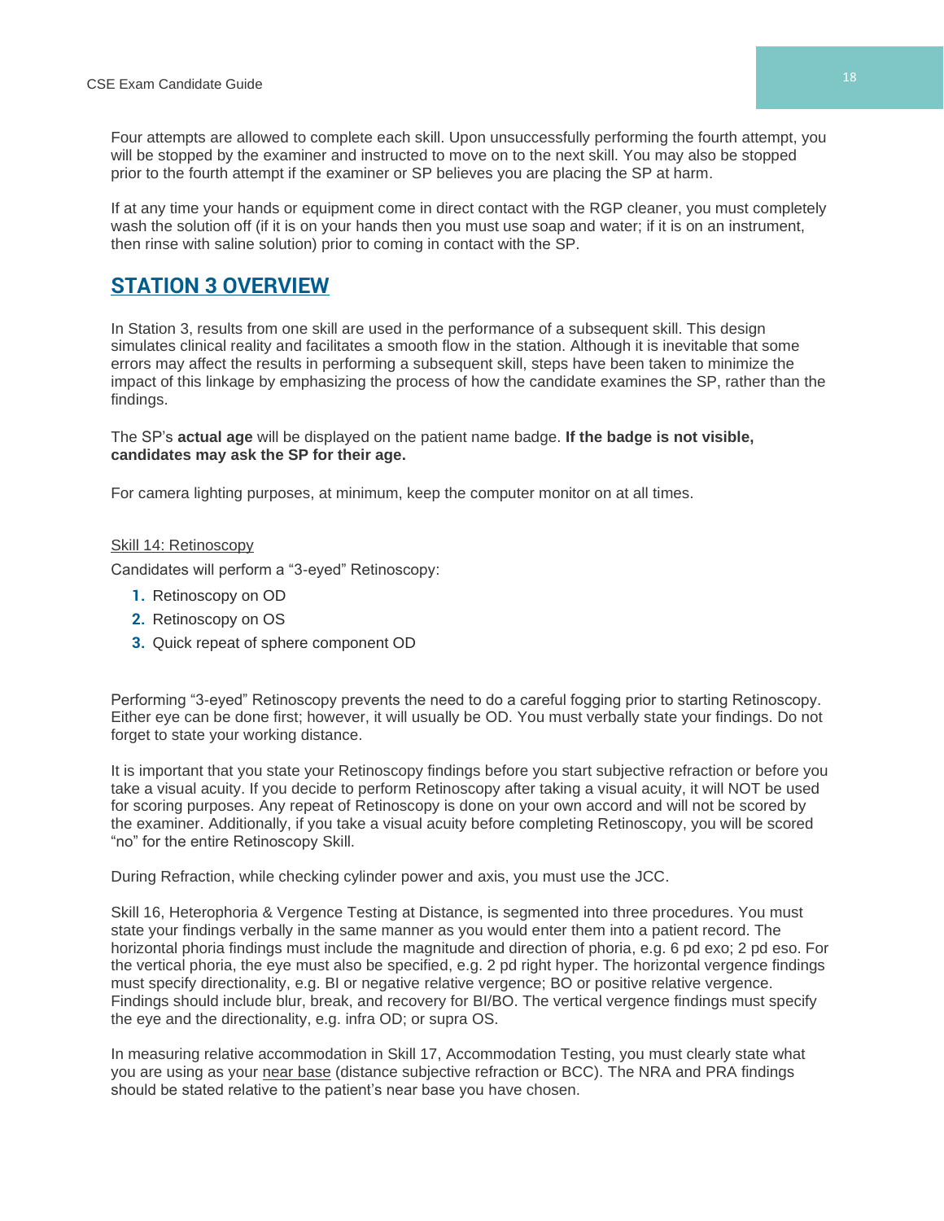Four attempts are allowed to complete each skill. Upon unsuccessfully performing the fourth attempt, you will be stopped by the examiner and instructed to move on to the next skill. You may also be stopped prior to the fourth attempt if the examiner or SP believes you are placing the SP at harm.

If at any time your hands or equipment come in direct contact with the RGP cleaner, you must completely wash the solution off (if it is on your hands then you must use soap and water; if it is on an instrument, then rinse with saline solution) prior to coming in contact with the SP.

## STATION 3 OVERVIEW

In Station 3, results from one skill are used in the performance of a subsequent skill. This design simulates clinical reality and facilitates a smooth flow in the station. Although it is inevitable that some errors may affect the results in performing a subsequent skill, steps have been taken to minimize the impact of this linkage by emphasizing the process of how the candidate examines the SP, rather than the findings.

The SP's **actual age** will be displayed on the patient name badge. **If the badge is not visible, candidates may ask the SP for their age.**

For camera lighting purposes, at minimum, keep the computer monitor on at all times.

Skill 14: Retinoscopy

Candidates will perform a "3-eyed" Retinoscopy:

1. Retinoscopy on OD
2. Retinoscopy on OS
3. Quick repeat of sphere component OD

Performing "3-eyed" Retinoscopy prevents the need to do a careful fogging prior to starting Retinoscopy. Either eye can be done first; however, it will usually be OD. You must verbally state your findings. Do not forget to state your working distance.

It is important that you state your Retinoscopy findings before you start subjective refraction or before you take a visual acuity. If you decide to perform Retinoscopy after taking a visual acuity, it will NOT be used for scoring purposes. Any repeat of Retinoscopy is done on your own accord and will not be scored by the examiner. Additionally, if you take a visual acuity before completing Retinoscopy, you will be scored "no" for the entire Retinoscopy Skill.

During Refraction, while checking cylinder power and axis, you must use the JCC.

Skill 16, Heterophoria & Vergence Testing at Distance, is segmented into three procedures. You must state your findings verbally in the same manner as you would enter them into a patient record. The horizontal phoria findings must include the magnitude and direction of phoria, e.g. 6 pd exo; 2 pd eso. For the vertical phoria, the eye must also be specified, e.g. 2 pd right hyper. The horizontal vergence findings must specify directionality, e.g. BI or negative relative vergence; BO or positive relative vergence. Findings should include blur, break, and recovery for BI/BO. The vertical vergence findings must specify the eye and the directionality, e.g. infra OD; or supra OS.

In measuring relative accommodation in Skill 17, Accommodation Testing, you must clearly state what you are using as your near base (distance subjective refraction or BCC). The NRA and PRA findings should be stated relative to the patient's near base you have chosen.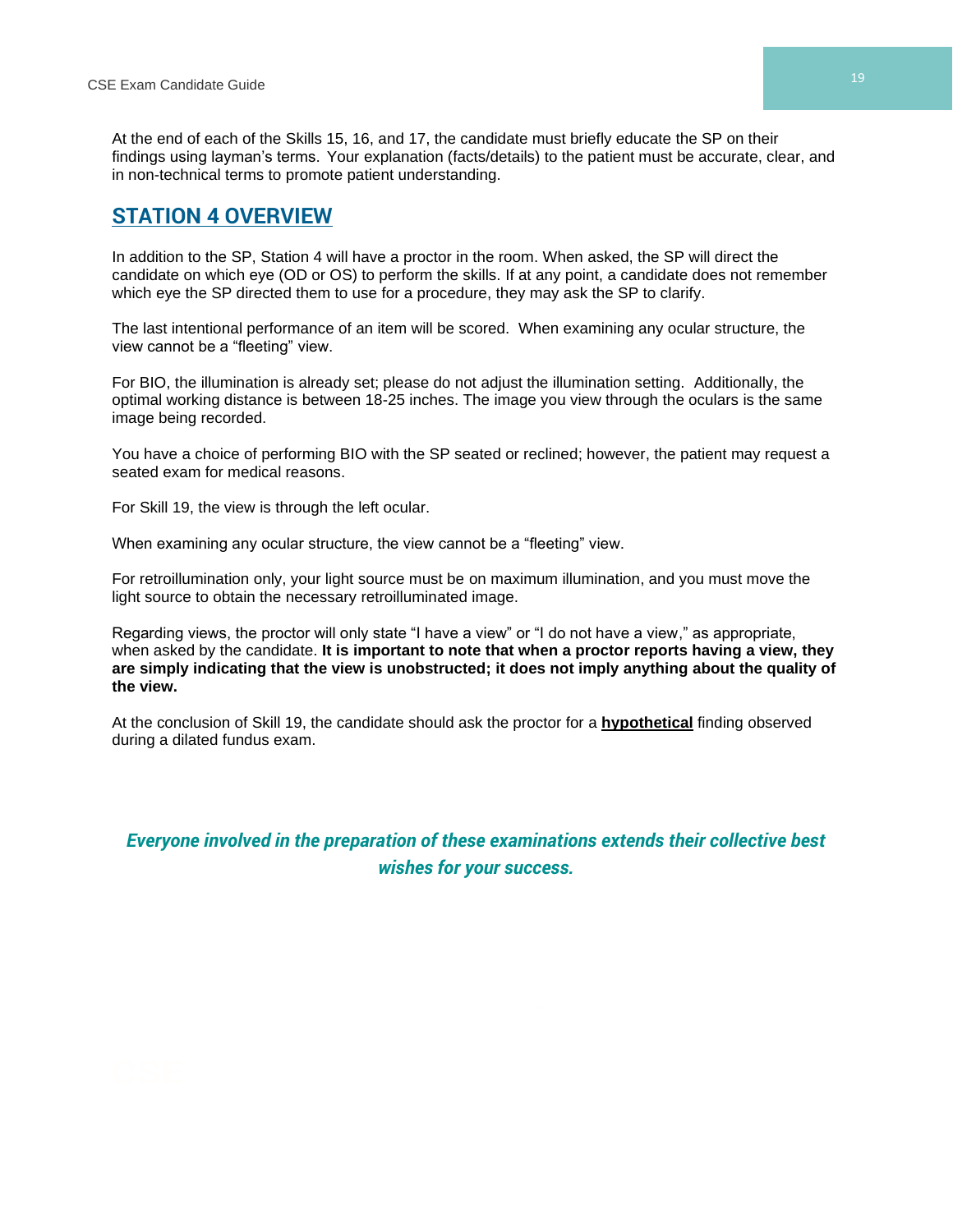At the end of each of the Skills 15, 16, and 17, the candidate must briefly educate the SP on their findings using layman's terms. Your explanation (facts/details) to the patient must be accurate, clear, and in non-technical terms to promote patient understanding.

## STATION 4 OVERVIEW

In addition to the SP, Station 4 will have a proctor in the room. When asked, the SP will direct the candidate on which eye (OD or OS) to perform the skills. If at any point, a candidate does not remember which eye the SP directed them to use for a procedure, they may ask the SP to clarify.

The last intentional performance of an item will be scored. When examining any ocular structure, the view cannot be a "fleeting" view.

For BIO, the illumination is already set; please do not adjust the illumination setting. Additionally, the optimal working distance is between 18-25 inches. The image you view through the oculars is the same image being recorded.

You have a choice of performing BIO with the SP seated or reclined; however, the patient may request a seated exam for medical reasons.

For Skill 19, the view is through the left ocular.

When examining any ocular structure, the view cannot be a "fleeting" view.

For retroillumination only, your light source must be on maximum illumination, and you must move the light source to obtain the necessary retroilluminated image.

Regarding views, the proctor will only state "I have a view" or "I do not have a view," as appropriate, when asked by the candidate. **It is important to note that when a proctor reports having a view, they are simply indicating that the view is unobstructed; it does not imply anything about the quality of the view.**

At the conclusion of Skill 19, the candidate should ask the proctor for a **hypothetical** finding observed during a dilated fundus exam.

***Everyone involved in the preparation of these examinations extends their collective best wishes for your success.***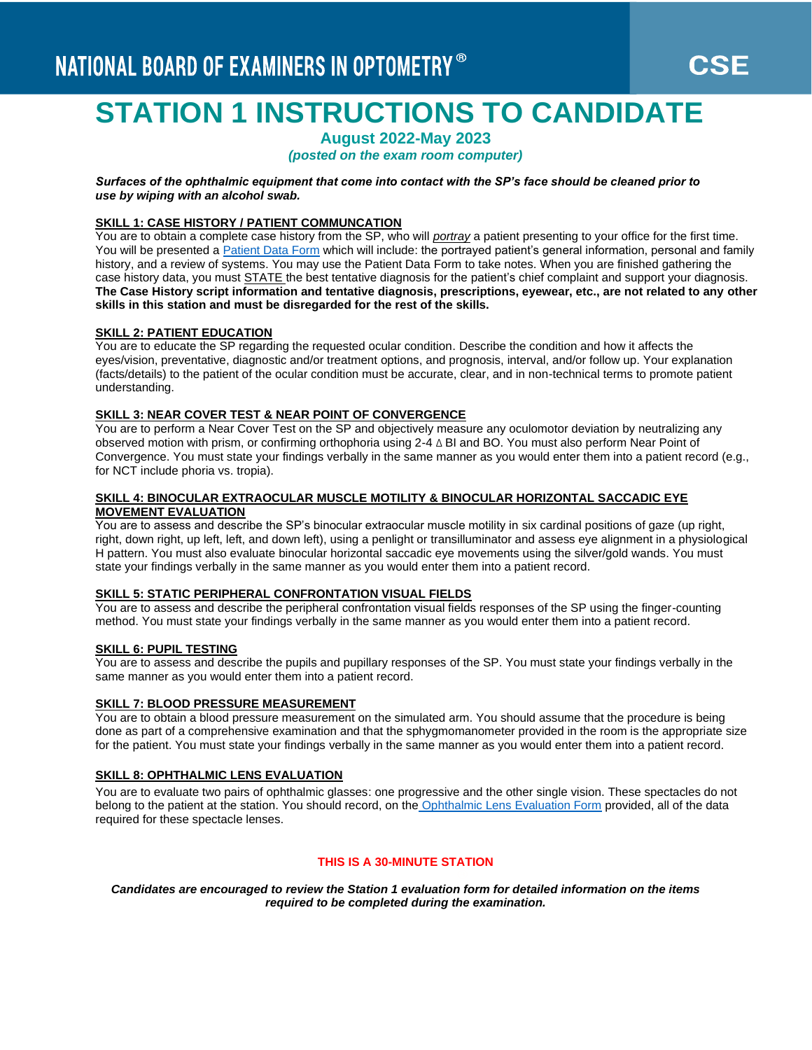NATIONAL BOARD OF EXAMINERS IN OPTOMETRY® — CSE

# STATION 1 INSTRUCTIONS TO CANDIDATE

**August 2022-May 2023**

***(posted on the exam room computer)***

***Surfaces of the ophthalmic equipment that come into contact with the SP's face should be cleaned prior to use by wiping with an alcohol swab.***

**SKILL 1: CASE HISTORY / PATIENT COMMUNCATION**

You are to obtain a complete case history from the SP, who will *portray* a patient presenting to your office for the first time. You will be presented a Patient Data Form which will include: the portrayed patient's general information, personal and family history, and a review of systems. You may use the Patient Data Form to take notes. When you are finished gathering the case history data, you must STATE the best tentative diagnosis for the patient's chief complaint and support your diagnosis. **The Case History script information and tentative diagnosis, prescriptions, eyewear, etc., are not related to any other skills in this station and must be disregarded for the rest of the skills.**

**SKILL 2: PATIENT EDUCATION**

You are to educate the SP regarding the requested ocular condition. Describe the condition and how it affects the eyes/vision, preventative, diagnostic and/or treatment options, and prognosis, interval, and/or follow up. Your explanation (facts/details) to the patient of the ocular condition must be accurate, clear, and in non-technical terms to promote patient understanding.

**SKILL 3: NEAR COVER TEST & NEAR POINT OF CONVERGENCE**

You are to perform a Near Cover Test on the SP and objectively measure any oculomotor deviation by neutralizing any observed motion with prism, or confirming orthophoria using 2-4 $\Delta$ BI and BO. You must also perform Near Point of Convergence. You must state your findings verbally in the same manner as you would enter them into a patient record (e.g., for NCT include phoria vs. tropia).

**SKILL 4: BINOCULAR EXTRAOCULAR MUSCLE MOTILITY & BINOCULAR HORIZONTAL SACCADIC EYE MOVEMENT EVALUATION**

You are to assess and describe the SP's binocular extraocular muscle motility in six cardinal positions of gaze (up right, right, down right, up left, left, and down left), using a penlight or transilluminator and assess eye alignment in a physiological H pattern. You must also evaluate binocular horizontal saccadic eye movements using the silver/gold wands. You must state your findings verbally in the same manner as you would enter them into a patient record.

**SKILL 5: STATIC PERIPHERAL CONFRONTATION VISUAL FIELDS**

You are to assess and describe the peripheral confrontation visual fields responses of the SP using the finger-counting method. You must state your findings verbally in the same manner as you would enter them into a patient record.

**SKILL 6: PUPIL TESTING**

You are to assess and describe the pupils and pupillary responses of the SP. You must state your findings verbally in the same manner as you would enter them into a patient record.

**SKILL 7: BLOOD PRESSURE MEASUREMENT**

You are to obtain a blood pressure measurement on the simulated arm. You should assume that the procedure is being done as part of a comprehensive examination and that the sphygmomanometer provided in the room is the appropriate size for the patient. You must state your findings verbally in the same manner as you would enter them into a patient record.

**SKILL 8: OPHTHALMIC LENS EVALUATION**

You are to evaluate two pairs of ophthalmic glasses: one progressive and the other single vision. These spectacles do not belong to the patient at the station. You should record, on the Ophthalmic Lens Evaluation Form provided, all of the data required for these spectacle lenses.

**THIS IS A 30-MINUTE STATION**

***Candidates are encouraged to review the Station 1 evaluation form for detailed information on the items required to be completed during the examination.***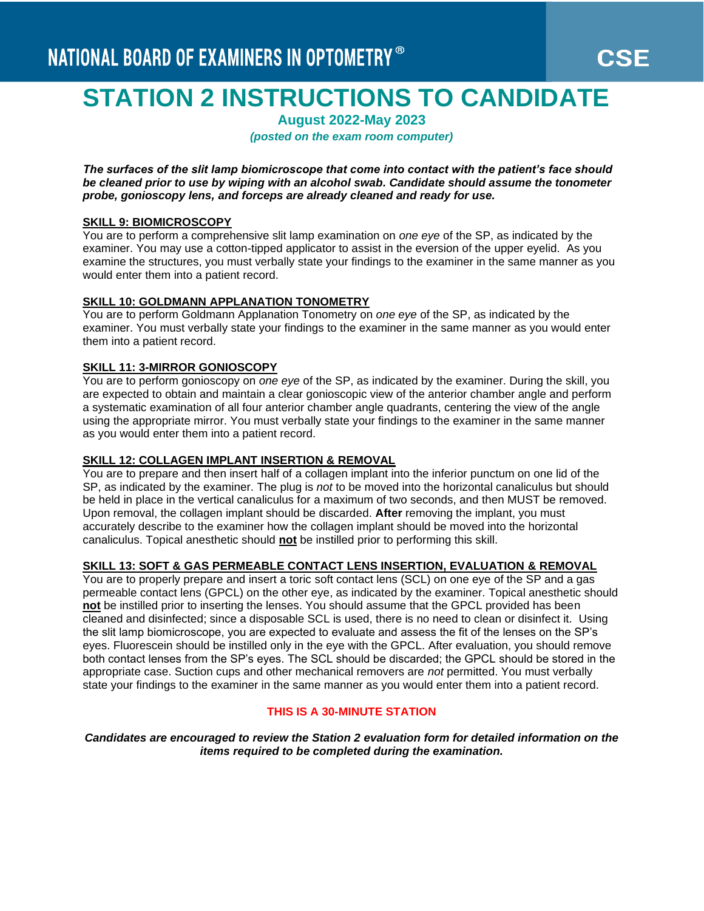NATIONAL BOARD OF EXAMINERS IN OPTOMETRY® — CSE

# STATION 2 INSTRUCTIONS TO CANDIDATE

**August 2022-May 2023**

*(posted on the exam room computer)*

***The surfaces of the slit lamp biomicroscope that come into contact with the patient's face should be cleaned prior to use by wiping with an alcohol swab. Candidate should assume the tonometer probe, gonioscopy lens, and forceps are already cleaned and ready for use.***

**SKILL 9: BIOMICROSCOPY**

You are to perform a comprehensive slit lamp examination on *one eye* of the SP, as indicated by the examiner. You may use a cotton-tipped applicator to assist in the eversion of the upper eyelid. As you examine the structures, you must verbally state your findings to the examiner in the same manner as you would enter them into a patient record.

**SKILL 10: GOLDMANN APPLANATION TONOMETRY**

You are to perform Goldmann Applanation Tonometry on *one eye* of the SP, as indicated by the examiner. You must verbally state your findings to the examiner in the same manner as you would enter them into a patient record.

**SKILL 11: 3-MIRROR GONIOSCOPY**

You are to perform gonioscopy on *one eye* of the SP, as indicated by the examiner. During the skill, you are expected to obtain and maintain a clear gonioscopic view of the anterior chamber angle and perform a systematic examination of all four anterior chamber angle quadrants, centering the view of the angle using the appropriate mirror. You must verbally state your findings to the examiner in the same manner as you would enter them into a patient record.

**SKILL 12: COLLAGEN IMPLANT INSERTION & REMOVAL**

You are to prepare and then insert half of a collagen implant into the inferior punctum on one lid of the SP, as indicated by the examiner. The plug is *not* to be moved into the horizontal canaliculus but should be held in place in the vertical canaliculus for a maximum of two seconds, and then MUST be removed. Upon removal, the collagen implant should be discarded. **After** removing the implant, you must accurately describe to the examiner how the collagen implant should be moved into the horizontal canaliculus. Topical anesthetic should **not** be instilled prior to performing this skill.

**SKILL 13: SOFT & GAS PERMEABLE CONTACT LENS INSERTION, EVALUATION & REMOVAL**

You are to properly prepare and insert a toric soft contact lens (SCL) on one eye of the SP and a gas permeable contact lens (GPCL) on the other eye, as indicated by the examiner. Topical anesthetic should **not** be instilled prior to inserting the lenses. You should assume that the GPCL provided has been cleaned and disinfected; since a disposable SCL is used, there is no need to clean or disinfect it. Using the slit lamp biomicroscope, you are expected to evaluate and assess the fit of the lenses on the SP's eyes. Fluorescein should be instilled only in the eye with the GPCL. After evaluation, you should remove both contact lenses from the SP's eyes. The SCL should be discarded; the GPCL should be stored in the appropriate case. Suction cups and other mechanical removers are *not* permitted. You must verbally state your findings to the examiner in the same manner as you would enter them into a patient record.

**THIS IS A 30-MINUTE STATION**

***Candidates are encouraged to review the Station 2 evaluation form for detailed information on the items required to be completed during the examination.***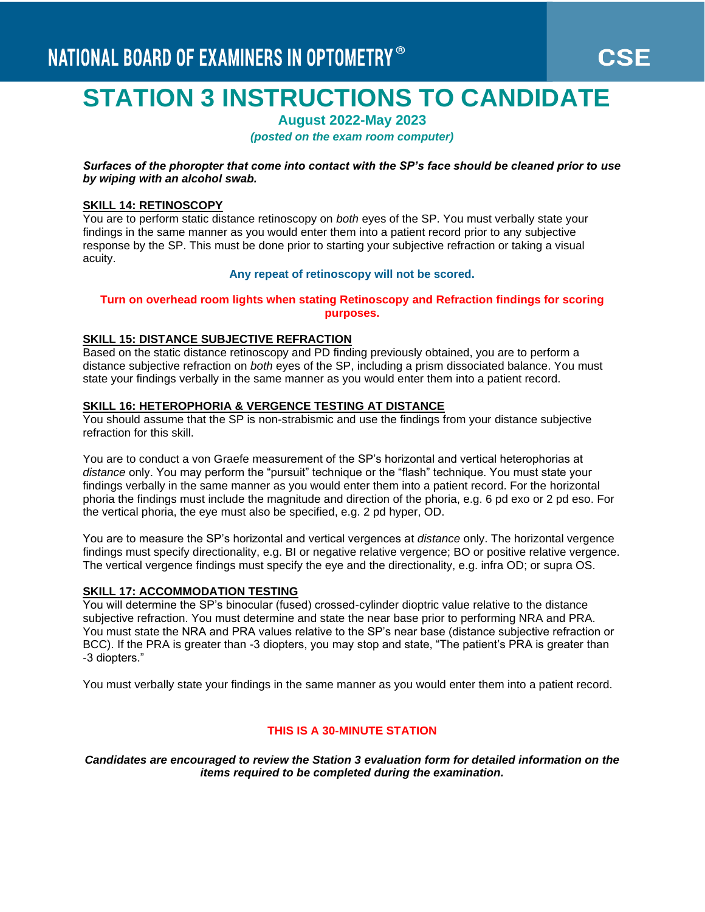NATIONAL BOARD OF EXAMINERS IN OPTOMETRY® — CSE

# STATION 3 INSTRUCTIONS TO CANDIDATE

**August 2022-May 2023**

***(posted on the exam room computer)***

***Surfaces of the phoropter that come into contact with the SP's face should be cleaned prior to use by wiping with an alcohol swab.***

## SKILL 14: RETINOSCOPY

You are to perform static distance retinoscopy on *both* eyes of the SP. You must verbally state your findings in the same manner as you would enter them into a patient record prior to any subjective response by the SP. This must be done prior to starting your subjective refraction or taking a visual acuity.

**Any repeat of retinoscopy will not be scored.**

**Turn on overhead room lights when stating Retinoscopy and Refraction findings for scoring purposes.**

## SKILL 15: DISTANCE SUBJECTIVE REFRACTION

Based on the static distance retinoscopy and PD finding previously obtained, you are to perform a distance subjective refraction on *both* eyes of the SP, including a prism dissociated balance. You must state your findings verbally in the same manner as you would enter them into a patient record.

## SKILL 16: HETEROPHORIA & VERGENCE TESTING AT DISTANCE

You should assume that the SP is non-strabismic and use the findings from your distance subjective refraction for this skill.

You are to conduct a von Graefe measurement of the SP's horizontal and vertical heterophorias at *distance* only. You may perform the "pursuit" technique or the "flash" technique. You must state your findings verbally in the same manner as you would enter them into a patient record. For the horizontal phoria the findings must include the magnitude and direction of the phoria, e.g. 6 pd exo or 2 pd eso. For the vertical phoria, the eye must also be specified, e.g. 2 pd hyper, OD.

You are to measure the SP's horizontal and vertical vergences at *distance* only. The horizontal vergence findings must specify directionality, e.g. BI or negative relative vergence; BO or positive relative vergence. The vertical vergence findings must specify the eye and the directionality, e.g. infra OD; or supra OS.

## SKILL 17: ACCOMMODATION TESTING

You will determine the SP's binocular (fused) crossed-cylinder dioptric value relative to the distance subjective refraction. You must determine and state the near base prior to performing NRA and PRA. You must state the NRA and PRA values relative to the SP's near base (distance subjective refraction or BCC). If the PRA is greater than -3 diopters, you may stop and state, "The patient's PRA is greater than -3 diopters."

You must verbally state your findings in the same manner as you would enter them into a patient record.

**THIS IS A 30-MINUTE STATION**

***Candidates are encouraged to review the Station 3 evaluation form for detailed information on the items required to be completed during the examination.***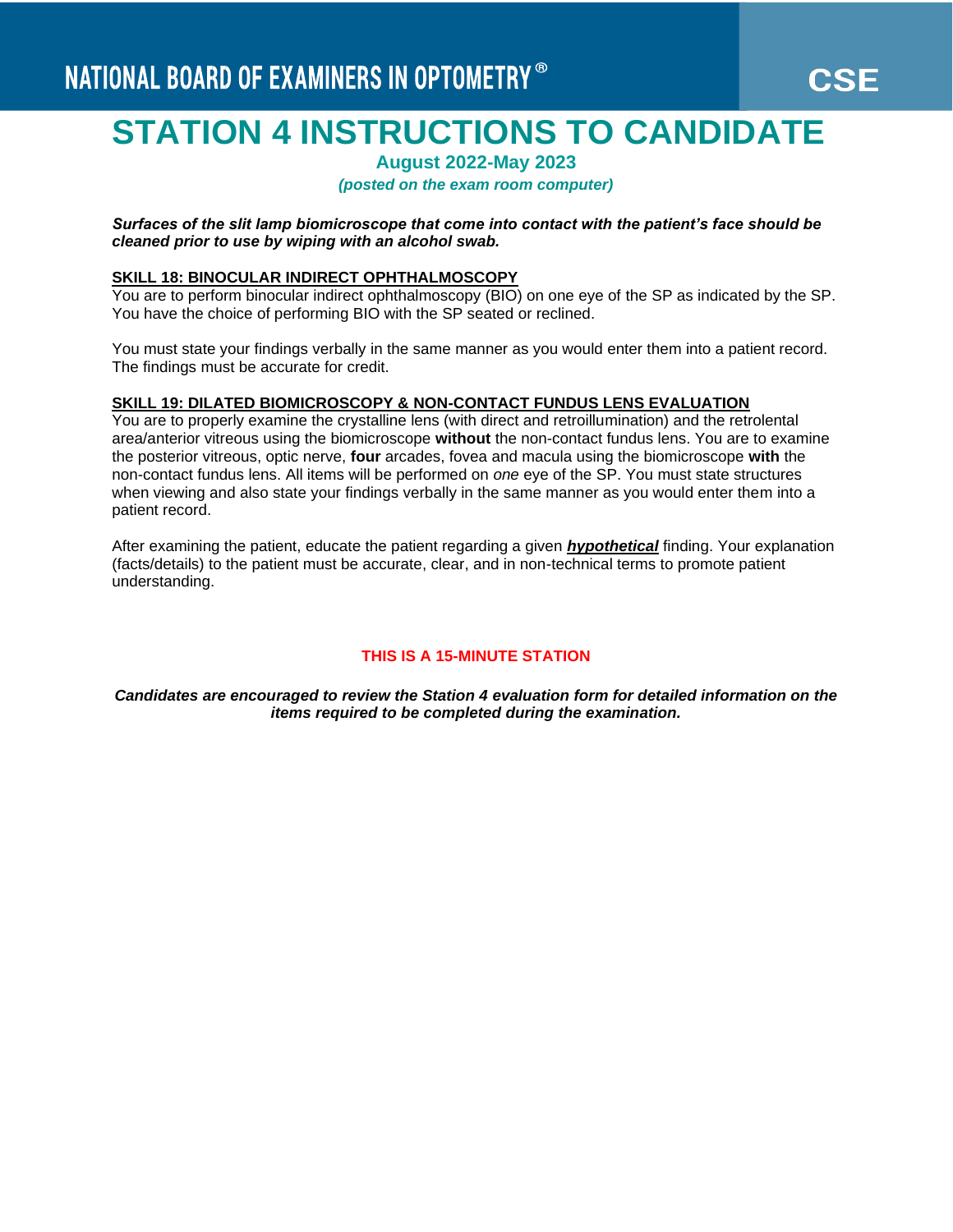NATIONAL BOARD OF EXAMINERS IN OPTOMETRY®

CSE

# STATION 4 INSTRUCTIONS TO CANDIDATE

**August 2022-May 2023**

***(posted on the exam room computer)***

***Surfaces of the slit lamp biomicroscope that come into contact with the patient's face should be cleaned prior to use by wiping with an alcohol swab.***

**SKILL 18: BINOCULAR INDIRECT OPHTHALMOSCOPY**

You are to perform binocular indirect ophthalmoscopy (BIO) on one eye of the SP as indicated by the SP. You have the choice of performing BIO with the SP seated or reclined.

You must state your findings verbally in the same manner as you would enter them into a patient record. The findings must be accurate for credit.

**SKILL 19: DILATED BIOMICROSCOPY & NON-CONTACT FUNDUS LENS EVALUATION**

You are to properly examine the crystalline lens (with direct and retroillumination) and the retrolental area/anterior vitreous using the biomicroscope **without** the non-contact fundus lens. You are to examine the posterior vitreous, optic nerve, **four** arcades, fovea and macula using the biomicroscope **with** the non-contact fundus lens. All items will be performed on *one* eye of the SP. You must state structures when viewing and also state your findings verbally in the same manner as you would enter them into a patient record.

After examining the patient, educate the patient regarding a given ***hypothetical*** finding. Your explanation (facts/details) to the patient must be accurate, clear, and in non-technical terms to promote patient understanding.

**THIS IS A 15-MINUTE STATION**

***Candidates are encouraged to review the Station 4 evaluation form for detailed information on the items required to be completed during the examination.***